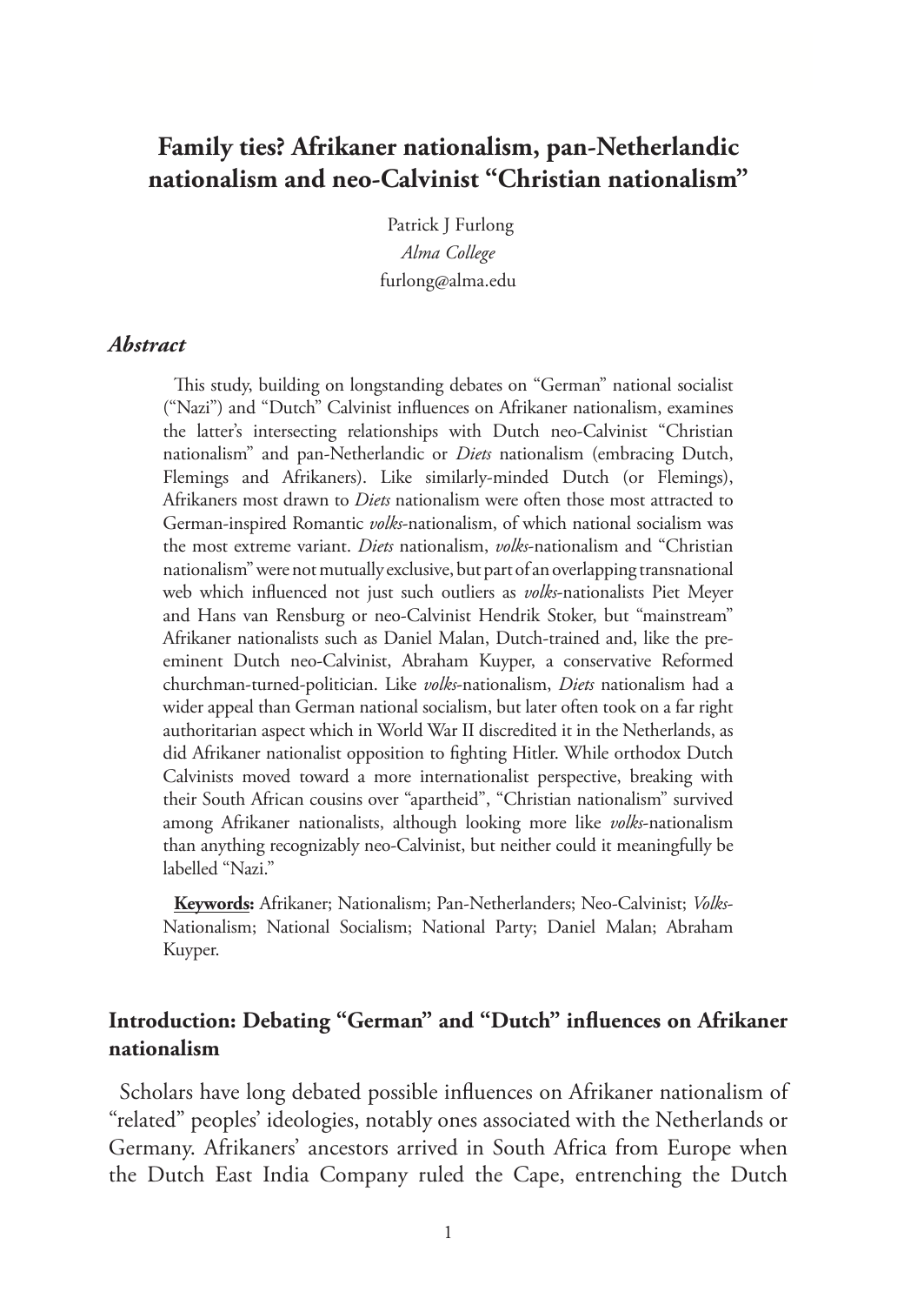# Family ties? Afrikaner nationalism, pan-Netherlandic nationalism and neo-Calvinist "Christian nationalism"

Patrick J Furlong
*Alma College*
furlong@alma.edu

### *Abstract*

This study, building on longstanding debates on "German" national socialist ("Nazi") and "Dutch" Calvinist influences on Afrikaner nationalism, examines the latter's intersecting relationships with Dutch neo-Calvinist "Christian nationalism" and pan-Netherlandic or *Diets* nationalism (embracing Dutch, Flemings and Afrikaners). Like similarly-minded Dutch (or Flemings), Afrikaners most drawn to *Diets* nationalism were often those most attracted to German-inspired Romantic *volks*-nationalism, of which national socialism was the most extreme variant. *Diets* nationalism, *volks*-nationalism and "Christian nationalism" were not mutually exclusive, but part of an overlapping transnational web which influenced not just such outliers as *volks*-nationalists Piet Meyer and Hans van Rensburg or neo-Calvinist Hendrik Stoker, but "mainstream" Afrikaner nationalists such as Daniel Malan, Dutch-trained and, like the pre-eminent Dutch neo-Calvinist, Abraham Kuyper, a conservative Reformed churchman-turned-politician. Like *volks*-nationalism, *Diets* nationalism had a wider appeal than German national socialism, but later often took on a far right authoritarian aspect which in World War II discredited it in the Netherlands, as did Afrikaner nationalist opposition to fighting Hitler. While orthodox Dutch Calvinists moved toward a more internationalist perspective, breaking with their South African cousins over "apartheid", "Christian nationalism" survived among Afrikaner nationalists, although looking more like *volks*-nationalism than anything recognizably neo-Calvinist, but neither could it meaningfully be labelled "Nazi."

**Keywords:** Afrikaner; Nationalism; Pan-Netherlanders; Neo-Calvinist; *Volks*-Nationalism; National Socialism; National Party; Daniel Malan; Abraham Kuyper.

## Introduction: Debating "German" and "Dutch" influences on Afrikaner nationalism

Scholars have long debated possible influences on Afrikaner nationalism of "related" peoples' ideologies, notably ones associated with the Netherlands or Germany. Afrikaners' ancestors arrived in South Africa from Europe when the Dutch East India Company ruled the Cape, entrenching the Dutch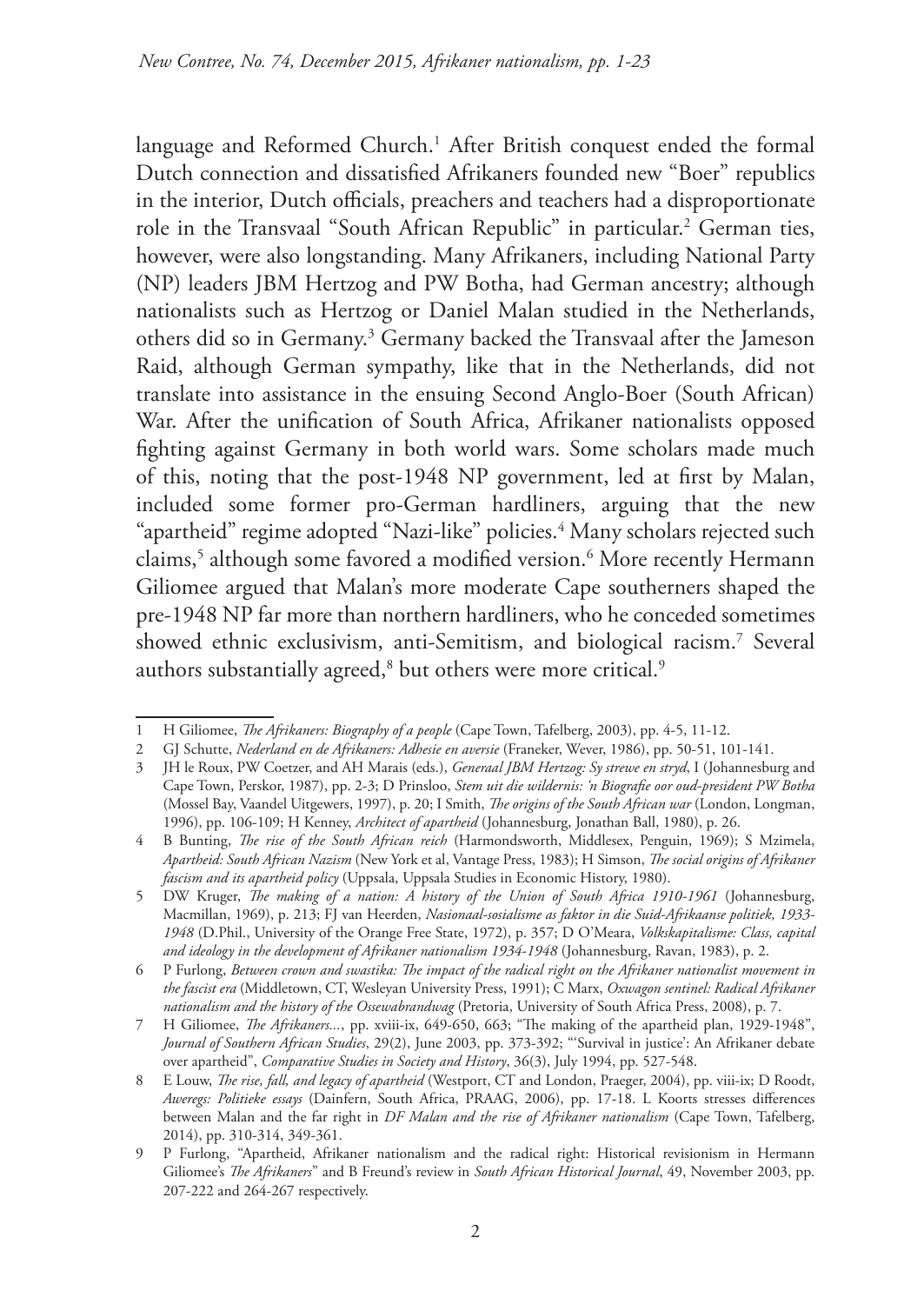language and Reformed Church.[1] After British conquest ended the formal Dutch connection and dissatisfied Afrikaners founded new "Boer" republics in the interior, Dutch officials, preachers and teachers had a disproportionate role in the Transvaal "South African Republic" in particular.[2] German ties, however, were also longstanding. Many Afrikaners, including National Party (NP) leaders JBM Hertzog and PW Botha, had German ancestry; although nationalists such as Hertzog or Daniel Malan studied in the Netherlands, others did so in Germany.[3] Germany backed the Transvaal after the Jameson Raid, although German sympathy, like that in the Netherlands, did not translate into assistance in the ensuing Second Anglo-Boer (South African) War. After the unification of South Africa, Afrikaner nationalists opposed fighting against Germany in both world wars. Some scholars made much of this, noting that the post-1948 NP government, led at first by Malan, included some former pro-German hardliners, arguing that the new "apartheid" regime adopted "Nazi-like" policies.[4] Many scholars rejected such claims,[5] although some favored a modified version.[6] More recently Hermann Giliomee argued that Malan's more moderate Cape southerners shaped the pre-1948 NP far more than northern hardliners, who he conceded sometimes showed ethnic exclusivism, anti-Semitism, and biological racism.[7] Several authors substantially agreed,[8] but others were more critical.[9]

---

1 H Giliomee, *The Afrikaners: Biography of a people* (Cape Town, Tafelberg, 2003), pp. 4-5, 11-12.

2 GJ Schutte, *Nederland en de Afrikaners: Adhesie en aversie* (Franeker, Wever, 1986), pp. 50-51, 101-141.

3 JH le Roux, PW Coetzer, and AH Marais (eds.), *Generaal JBM Hertzog: Sy strewe en stryd*, I (Johannesburg and Cape Town, Perskor, 1987), pp. 2-3; D Prinsloo, *Stem uit die wildernis: 'n Biografie oor oud-president PW Botha* (Mossel Bay, Vaandel Uitgewers, 1997), p. 20; I Smith, *The origins of the South African war* (London, Longman, 1996), pp. 106-109; H Kenney, *Architect of apartheid* (Johannesburg, Jonathan Ball, 1980), p. 26.

4 B Bunting, *The rise of the South African reich* (Harmondsworth, Middlesex, Penguin, 1969); S Mzimela, *Apartheid: South African Nazism* (New York et al, Vantage Press, 1983); H Simson, *The social origins of Afrikaner fascism and its apartheid policy* (Uppsala, Uppsala Studies in Economic History, 1980).

5 DW Kruger, *The making of a nation: A history of the Union of South Africa 1910-1961* (Johannesburg, Macmillan, 1969), p. 213; FJ van Heerden, *Nasionaal-sosialisme as faktor in die Suid-Afrikaanse politiek, 1933-1948* (D.Phil., University of the Orange Free State, 1972), p. 357; D O'Meara, *Volkskapitalisme: Class, capital and ideology in the development of Afrikaner nationalism 1934-1948* (Johannesburg, Ravan, 1983), p. 2.

6 P Furlong, *Between crown and swastika: The impact of the radical right on the Afrikaner nationalist movement in the fascist era* (Middletown, CT, Wesleyan University Press, 1991); C Marx, *Oxwagon sentinel: Radical Afrikaner nationalism and the history of the Ossewabrandwag* (Pretoria, University of South Africa Press, 2008), p. 7.

7 H Giliomee, *The Afrikaners...*, pp. xviii-ix, 649-650, 663; "The making of the apartheid plan, 1929-1948", *Journal of Southern African Studies*, 29(2), June 2003, pp. 373-392; "'Survival in justice': An Afrikaner debate over apartheid", *Comparative Studies in Society and History*, 36(3), July 1994, pp. 527-548.

8 E Louw, *The rise, fall, and legacy of apartheid* (Westport, CT and London, Praeger, 2004), pp. viii-ix; D Roodt, *Aweregs: Politieke essays* (Dainfern, South Africa, PRAAG, 2006), pp. 17-18. L Koorts stresses differences between Malan and the far right in *DF Malan and the rise of Afrikaner nationalism* (Cape Town, Tafelberg, 2014), pp. 310-314, 349-361.

9 P Furlong, "Apartheid, Afrikaner nationalism and the radical right: Historical revisionism in Hermann Giliomee's *The Afrikaners*" and B Freund's review in *South African Historical Journal*, 49, November 2003, pp. 207-222 and 264-267 respectively.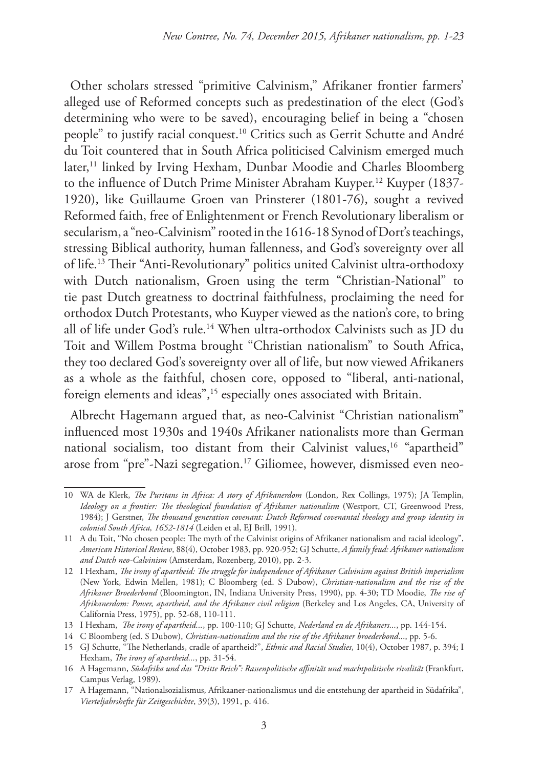Other scholars stressed "primitive Calvinism," Afrikaner frontier farmers' alleged use of Reformed concepts such as predestination of the elect (God's determining who were to be saved), encouraging belief in being a "chosen people" to justify racial conquest.[10] Critics such as Gerrit Schutte and André du Toit countered that in South Africa politicised Calvinism emerged much later,[11] linked by Irving Hexham, Dunbar Moodie and Charles Bloomberg to the influence of Dutch Prime Minister Abraham Kuyper.[12] Kuyper (1837-1920), like Guillaume Groen van Prinsterer (1801-76), sought a revived Reformed faith, free of Enlightenment or French Revolutionary liberalism or secularism, a "neo-Calvinism" rooted in the 1616-18 Synod of Dort's teachings, stressing Biblical authority, human fallenness, and God's sovereignty over all of life.[13] Their "Anti-Revolutionary" politics united Calvinist ultra-orthodoxy with Dutch nationalism, Groen using the term "Christian-National" to tie past Dutch greatness to doctrinal faithfulness, proclaiming the need for orthodox Dutch Protestants, who Kuyper viewed as the nation's core, to bring all of life under God's rule.[14] When ultra-orthodox Calvinists such as JD du Toit and Willem Postma brought "Christian nationalism" to South Africa, they too declared God's sovereignty over all of life, but now viewed Afrikaners as a whole as the faithful, chosen core, opposed to "liberal, anti-national, foreign elements and ideas",[15] especially ones associated with Britain.

Albrecht Hagemann argued that, as neo-Calvinist "Christian nationalism" influenced most 1930s and 1940s Afrikaner nationalists more than German national socialism, too distant from their Calvinist values,[16] "apartheid" arose from "pre"-Nazi segregation.[17] Giliomee, however, dismissed even neo-

---

10 WA de Klerk, *The Puritans in Africa: A story of Afrikanerdom* (London, Rex Collings, 1975); JA Templin, *Ideology on a frontier: The theological foundation of Afrikaner nationalism* (Westport, CT, Greenwood Press, 1984); J Gerstner, *The thousand generation covenant: Dutch Reformed covenantal theology and group identity in colonial South Africa, 1652-1814* (Leiden et al, EJ Brill, 1991).

11 A du Toit, "No chosen people: The myth of the Calvinist origins of Afrikaner nationalism and racial ideology", *American Historical Review*, 88(4), October 1983, pp. 920-952; GJ Schutte, *A family feud: Afrikaner nationalism and Dutch neo-Calvinism* (Amsterdam, Rozenberg, 2010), pp. 2-3.

12 I Hexham, *The irony of apartheid: The struggle for independence of Afrikaner Calvinism against British imperialism* (New York, Edwin Mellen, 1981); C Bloomberg (ed. S Dubow), *Christian-nationalism and the rise of the Afrikaner Broederbond* (Bloomington, IN, Indiana University Press, 1990), pp. 4-30; TD Moodie, *The rise of Afrikanerdom: Power, apartheid, and the Afrikaner civil religion* (Berkeley and Los Angeles, CA, University of California Press, 1975), pp. 52-68, 110-111.

13 I Hexham, *The irony of apartheid...*, pp. 100-110; GJ Schutte, *Nederland en de Afrikaners...*, pp. 144-154.

14 C Bloomberg (ed. S Dubow), *Christian-nationalism and the rise of the Afrikaner broederbond...*, pp. 5-6.

15 GJ Schutte, "The Netherlands, cradle of apartheid?", *Ethnic and Racial Studies*, 10(4), October 1987, p. 394; I Hexham, *The irony of apartheid...*, pp. 31-54.

16 A Hagemann, *Südafrika und das "Dritte Reich": Rassenpolitische affinität und machtpolitische rivalität* (Frankfurt, Campus Verlag, 1989).

17 A Hagemann, "Nationalsozialismus, Afrikaaner-nationalismus und die entstehung der apartheid in Südafrika", *Vierteljahrshefte für Zeitgeschichte*, 39(3), 1991, p. 416.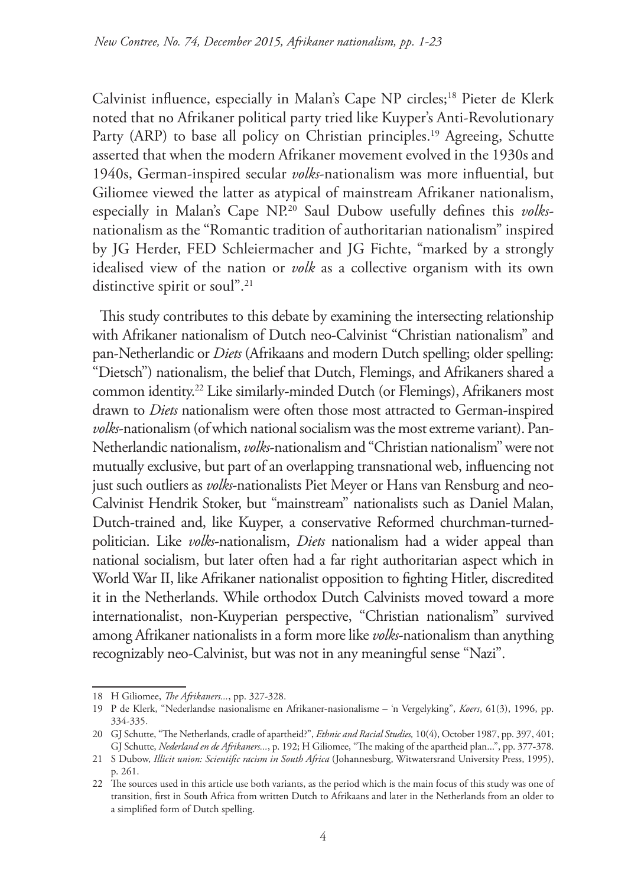Calvinist influence, especially in Malan's Cape NP circles;[18] Pieter de Klerk noted that no Afrikaner political party tried like Kuyper's Anti-Revolutionary Party (ARP) to base all policy on Christian principles.[19] Agreeing, Schutte asserted that when the modern Afrikaner movement evolved in the 1930s and 1940s, German-inspired secular *volks*-nationalism was more influential, but Giliomee viewed the latter as atypical of mainstream Afrikaner nationalism, especially in Malan's Cape NP.[20] Saul Dubow usefully defines this *volks*-nationalism as the "Romantic tradition of authoritarian nationalism" inspired by JG Herder, FED Schleiermacher and JG Fichte, "marked by a strongly idealised view of the nation or *volk* as a collective organism with its own distinctive spirit or soul".[21]

This study contributes to this debate by examining the intersecting relationship with Afrikaner nationalism of Dutch neo-Calvinist "Christian nationalism" and pan-Netherlandic or *Diets* (Afrikaans and modern Dutch spelling; older spelling: "Dietsch") nationalism, the belief that Dutch, Flemings, and Afrikaners shared a common identity.[22] Like similarly-minded Dutch (or Flemings), Afrikaners most drawn to *Diets* nationalism were often those most attracted to German-inspired *volks*-nationalism (of which national socialism was the most extreme variant). Pan-Netherlandic nationalism, *volks*-nationalism and "Christian nationalism" were not mutually exclusive, but part of an overlapping transnational web, influencing not just such outliers as *volks*-nationalists Piet Meyer or Hans van Rensburg and neo-Calvinist Hendrik Stoker, but "mainstream" nationalists such as Daniel Malan, Dutch-trained and, like Kuyper, a conservative Reformed churchman-turned-politician. Like *volks*-nationalism, *Diets* nationalism had a wider appeal than national socialism, but later often had a far right authoritarian aspect which in World War II, like Afrikaner nationalist opposition to fighting Hitler, discredited it in the Netherlands. While orthodox Dutch Calvinists moved toward a more internationalist, non-Kuyperian perspective, "Christian nationalism" survived among Afrikaner nationalists in a form more like *volks*-nationalism than anything recognizably neo-Calvinist, but was not in any meaningful sense "Nazi".

---

18 H Giliomee, *The Afrikaners...*, pp. 327-328.

19 P de Klerk, "Nederlandse nasionalisme en Afrikaner-nasionalisme – 'n Vergelyking", *Koers*, 61(3), 1996, pp. 334-335.

20 GJ Schutte, "The Netherlands, cradle of apartheid?", *Ethnic and Racial Studies,* 10(4), October 1987, pp. 397, 401; GJ Schutte, *Nederland en de Afrikaners...*, p. 192; H Giliomee, "The making of the apartheid plan...", pp. 377-378.

21 S Dubow, *Illicit union: Scientific racism in South Africa* (Johannesburg, Witwatersrand University Press, 1995), p. 261.

22 The sources used in this article use both variants, as the period which is the main focus of this study was one of transition, first in South Africa from written Dutch to Afrikaans and later in the Netherlands from an older to a simplified form of Dutch spelling.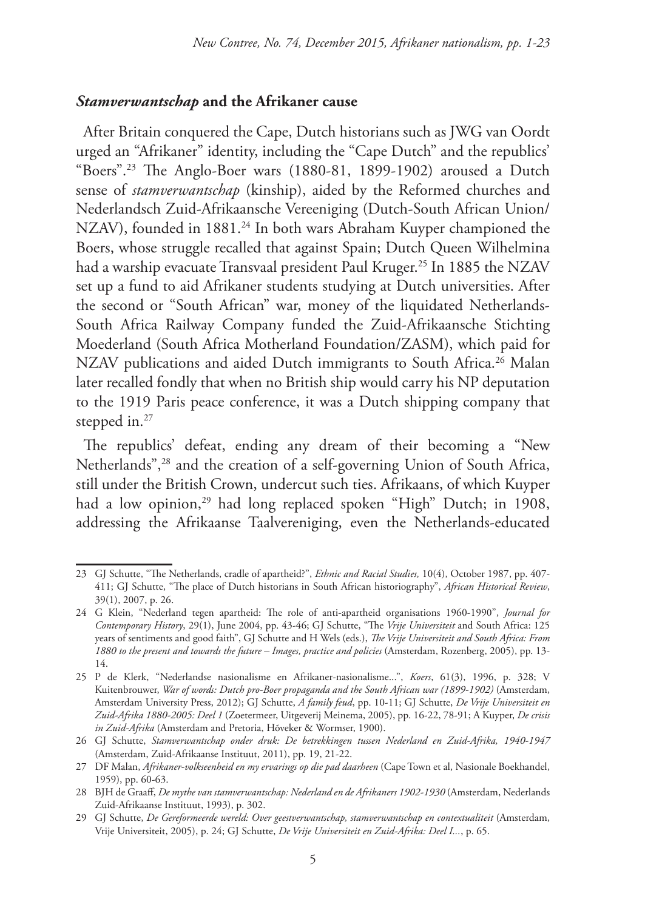### *Stamverwantschap* **and the Afrikaner cause**

After Britain conquered the Cape, Dutch historians such as JWG van Oordt urged an "Afrikaner" identity, including the "Cape Dutch" and the republics' "Boers".[23] The Anglo-Boer wars (1880-81, 1899-1902) aroused a Dutch sense of *stamverwantschap* (kinship), aided by the Reformed churches and Nederlandsch Zuid-Afrikaansche Vereeniging (Dutch-South African Union/ NZAV), founded in 1881.[24] In both wars Abraham Kuyper championed the Boers, whose struggle recalled that against Spain; Dutch Queen Wilhelmina had a warship evacuate Transvaal president Paul Kruger.[25] In 1885 the NZAV set up a fund to aid Afrikaner students studying at Dutch universities. After the second or "South African" war, money of the liquidated Netherlands-South Africa Railway Company funded the Zuid-Afrikaansche Stichting Moederland (South Africa Motherland Foundation/ZASM), which paid for NZAV publications and aided Dutch immigrants to South Africa.[26] Malan later recalled fondly that when no British ship would carry his NP deputation to the 1919 Paris peace conference, it was a Dutch shipping company that stepped in.[27]

The republics' defeat, ending any dream of their becoming a "New Netherlands",[28] and the creation of a self-governing Union of South Africa, still under the British Crown, undercut such ties. Afrikaans, of which Kuyper had a low opinion,[29] had long replaced spoken "High" Dutch; in 1908, addressing the Afrikaanse Taalvereniging, even the Netherlands-educated

---

23 GJ Schutte, "The Netherlands, cradle of apartheid?", *Ethnic and Racial Studies,* 10(4), October 1987, pp. 407-411; GJ Schutte, "The place of Dutch historians in South African historiography", *African Historical Review*, 39(1), 2007, p. 26.

24 G Klein, "Nederland tegen apartheid: The role of anti-apartheid organisations 1960-1990", *Journal for Contemporary History*, 29(1), June 2004, pp. 43-46; GJ Schutte, "The *Vrije Universiteit* and South Africa: 125 years of sentiments and good faith", GJ Schutte and H Wels (eds.), *The Vrije Universiteit and South Africa: From 1880 to the present and towards the future – Images, practice and policies* (Amsterdam, Rozenberg, 2005), pp. 13-14.

25 P de Klerk, "Nederlandse nasionalisme en Afrikaner-nasionalisme...", *Koers*, 61(3), 1996, p. 328; V Kuitenbrouwer, *War of words: Dutch pro-Boer propaganda and the South African war (1899-1902)* (Amsterdam, Amsterdam University Press, 2012); GJ Schutte, *A family feud*, pp. 10-11; GJ Schutte, *De Vrije Universiteit en Zuid-Afrika 1880-2005: Deel 1* (Zoetermeer, Uitgeverij Meinema, 2005), pp. 16-22, 78-91; A Kuyper, *De crisis in Zuid-Afrika* (Amsterdam and Pretoria, Höveker & Wormser, 1900).

26 GJ Schutte, *Stamverwantschap onder druk: De betrekkingen tussen Nederland en Zuid-Afrika, 1940-1947* (Amsterdam, Zuid-Afrikaanse Instituut, 2011), pp. 19, 21-22.

27 DF Malan, *Afrikaner-volkseenheid en my ervarings op die pad daarheen* (Cape Town et al, Nasionale Boekhandel, 1959), pp. 60-63.

28 BJH de Graaff, *De mythe van stamverwantschap: Nederland en de Afrikaners 1902-1930* (Amsterdam, Nederlands Zuid-Afrikaanse Instituut, 1993), p. 302.

29 GJ Schutte, *De Gereformeerde wereld: Over geestverwantschap, stamverwantschap en contextualiteit* (Amsterdam, Vrije Universiteit, 2005), p. 24; GJ Schutte, *De Vrije Universiteit en Zuid-Afrika: Deel I...*, p. 65.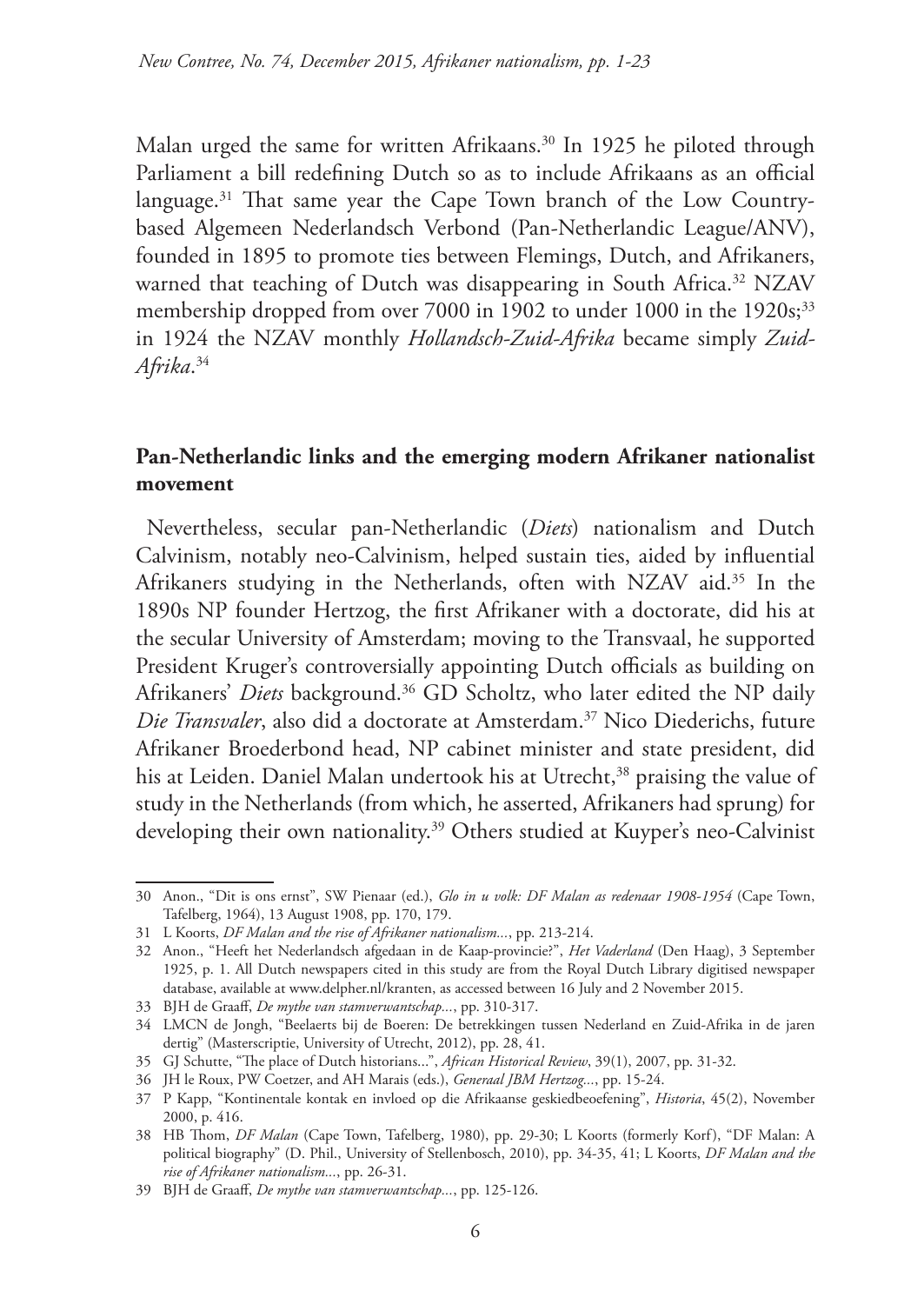Malan urged the same for written Afrikaans.[30] In 1925 he piloted through Parliament a bill redefining Dutch so as to include Afrikaans as an official language.[31] That same year the Cape Town branch of the Low Country-based Algemeen Nederlandsch Verbond (Pan-Netherlandic League/ANV), founded in 1895 to promote ties between Flemings, Dutch, and Afrikaners, warned that teaching of Dutch was disappearing in South Africa.[32] NZAV membership dropped from over 7000 in 1902 to under 1000 in the 1920s;[33] in 1924 the NZAV monthly *Hollandsch-Zuid-Afrika* became simply *Zuid-Afrika*.[34]

## Pan-Netherlandic links and the emerging modern Afrikaner nationalist movement

Nevertheless, secular pan-Netherlandic (*Diets*) nationalism and Dutch Calvinism, notably neo-Calvinism, helped sustain ties, aided by influential Afrikaners studying in the Netherlands, often with NZAV aid.[35] In the 1890s NP founder Hertzog, the first Afrikaner with a doctorate, did his at the secular University of Amsterdam; moving to the Transvaal, he supported President Kruger's controversially appointing Dutch officials as building on Afrikaners' *Diets* background.[36] GD Scholtz, who later edited the NP daily *Die Transvaler*, also did a doctorate at Amsterdam.[37] Nico Diederichs, future Afrikaner Broederbond head, NP cabinet minister and state president, did his at Leiden. Daniel Malan undertook his at Utrecht,[38] praising the value of study in the Netherlands (from which, he asserted, Afrikaners had sprung) for developing their own nationality.[39] Others studied at Kuyper's neo-Calvinist

---

30 Anon., "Dit is ons ernst", SW Pienaar (ed.), *Glo in u volk: DF Malan as redenaar 1908-1954* (Cape Town, Tafelberg, 1964), 13 August 1908, pp. 170, 179.

31 L Koorts, *DF Malan and the rise of Afrikaner nationalism...*, pp. 213-214.

32 Anon., "Heeft het Nederlandsch afgedaan in de Kaap-provincie?", *Het Vaderland* (Den Haag), 3 September 1925, p. 1. All Dutch newspapers cited in this study are from the Royal Dutch Library digitised newspaper database, available at www.delpher.nl/kranten, as accessed between 16 July and 2 November 2015.

33 BJH de Graaff, *De mythe van stamverwantschap...*, pp. 310-317.

34 LMCN de Jongh, "Beelaerts bij de Boeren: De betrekkingen tussen Nederland en Zuid-Afrika in de jaren dertig" (Masterscriptie, University of Utrecht, 2012), pp. 28, 41.

35 GJ Schutte, "The place of Dutch historians...", *African Historical Review*, 39(1), 2007, pp. 31-32.

36 JH le Roux, PW Coetzer, and AH Marais (eds.), *Generaal JBM Hertzog...*, pp. 15-24.

37 P Kapp, "Kontinentale kontak en invloed op die Afrikaanse geskiedbeoefening", *Historia*, 45(2), November 2000, p. 416.

38 HB Thom, *DF Malan* (Cape Town, Tafelberg, 1980), pp. 29-30; L Koorts (formerly Korf), "DF Malan: A political biography" (D. Phil., University of Stellenbosch, 2010), pp. 34-35, 41; L Koorts, *DF Malan and the rise of Afrikaner nationalism...*, pp. 26-31.

39 BJH de Graaff, *De mythe van stamverwantschap...*, pp. 125-126.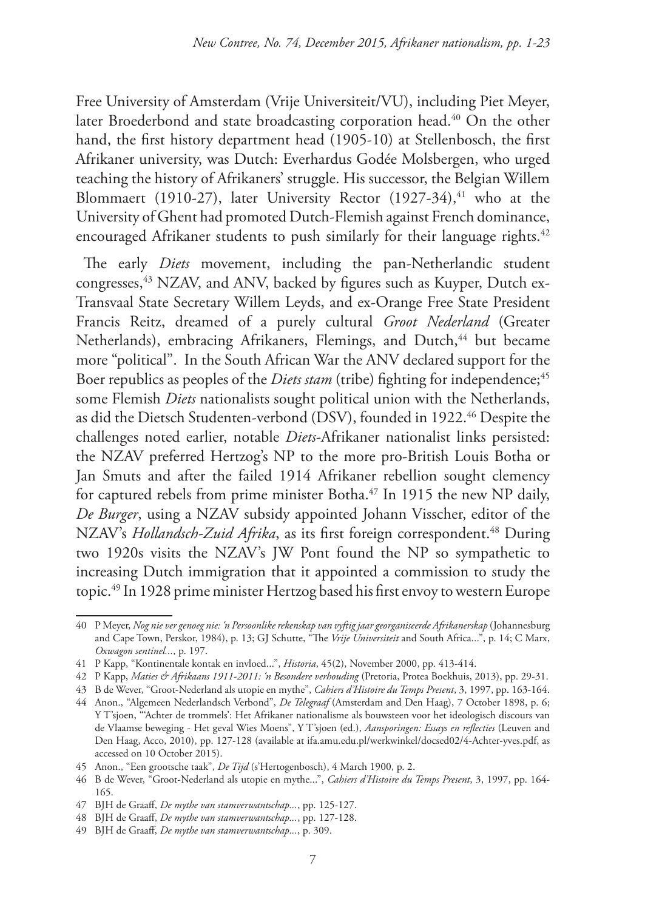Free University of Amsterdam (Vrije Universiteit/VU), including Piet Meyer, later Broederbond and state broadcasting corporation head.[40] On the other hand, the first history department head (1905-10) at Stellenbosch, the first Afrikaner university, was Dutch: Everhardus Godée Molsbergen, who urged teaching the history of Afrikaners' struggle. His successor, the Belgian Willem Blommaert (1910-27), later University Rector (1927-34),[41] who at the University of Ghent had promoted Dutch-Flemish against French dominance, encouraged Afrikaner students to push similarly for their language rights.[42]

The early *Diets* movement, including the pan-Netherlandic student congresses,[43] NZAV, and ANV, backed by figures such as Kuyper, Dutch ex-Transvaal State Secretary Willem Leyds, and ex-Orange Free State President Francis Reitz, dreamed of a purely cultural *Groot Nederland* (Greater Netherlands), embracing Afrikaners, Flemings, and Dutch,[44] but became more "political". In the South African War the ANV declared support for the Boer republics as peoples of the *Diets stam* (tribe) fighting for independence;[45] some Flemish *Diets* nationalists sought political union with the Netherlands, as did the Dietsch Studenten-verbond (DSV), founded in 1922.[46] Despite the challenges noted earlier, notable *Diets*-Afrikaner nationalist links persisted: the NZAV preferred Hertzog's NP to the more pro-British Louis Botha or Jan Smuts and after the failed 1914 Afrikaner rebellion sought clemency for captured rebels from prime minister Botha.[47] In 1915 the new NP daily, *De Burger*, using a NZAV subsidy appointed Johann Visscher, editor of the NZAV's *Hollandsch-Zuid Afrika*, as its first foreign correspondent.[48] During two 1920s visits the NZAV's JW Pont found the NP so sympathetic to increasing Dutch immigration that it appointed a commission to study the topic.[49] In 1928 prime minister Hertzog based his first envoy to western Europe

---

40 P Meyer, *Nog nie ver genoeg nie: 'n Persoonlike rekenskap van vyftig jaar georganiseerde Afrikanerskap* (Johannesburg and Cape Town, Perskor, 1984), p. 13; GJ Schutte, "The *Vrije Universiteit* and South Africa...", p. 14; C Marx, *Oxwagon sentinel...*, p. 197.

41 P Kapp, "Kontinentale kontak en invloed...", *Historia*, 45(2), November 2000, pp. 413-414.

42 P Kapp, *Maties & Afrikaans 1911-2011: 'n Besondere verhouding* (Pretoria, Protea Boekhuis, 2013), pp. 29-31.

43 B de Wever, "Groot-Nederland als utopie en mythe", *Cahiers d'Histoire du Temps Present*, 3, 1997, pp. 163-164.

44 Anon., "Algemeen Nederlandsch Verbond", *De Telegraaf* (Amsterdam and Den Haag), 7 October 1898, p. 6; Y T'sjoen, "'Achter de trommels': Het Afrikaner nationalisme als bouwsteen voor het ideologisch discours van de Vlaamse beweging - Het geval Wies Moens", Y T'sjoen (ed.), *Aansporingen: Essays en reflecties* (Leuven and Den Haag, Acco, 2010), pp. 127-128 (available at ifa.amu.edu.pl/werkwinkel/docsed02/4-Achter-yves.pdf, as accessed on 10 October 2015).

45 Anon., "Een grootsche taak", *De Tijd* (s'Hertogenbosch), 4 March 1900, p. 2.

46 B de Wever, "Groot-Nederland als utopie en mythe...", *Cahiers d'Histoire du Temps Present*, 3, 1997, pp. 164-165.

47 BJH de Graaff, *De mythe van stamverwantschap...*, pp. 125-127.

48 BJH de Graaff, *De mythe van stamverwantschap...*, pp. 127-128.

49 BJH de Graaff, *De mythe van stamverwantschap...*, p. 309.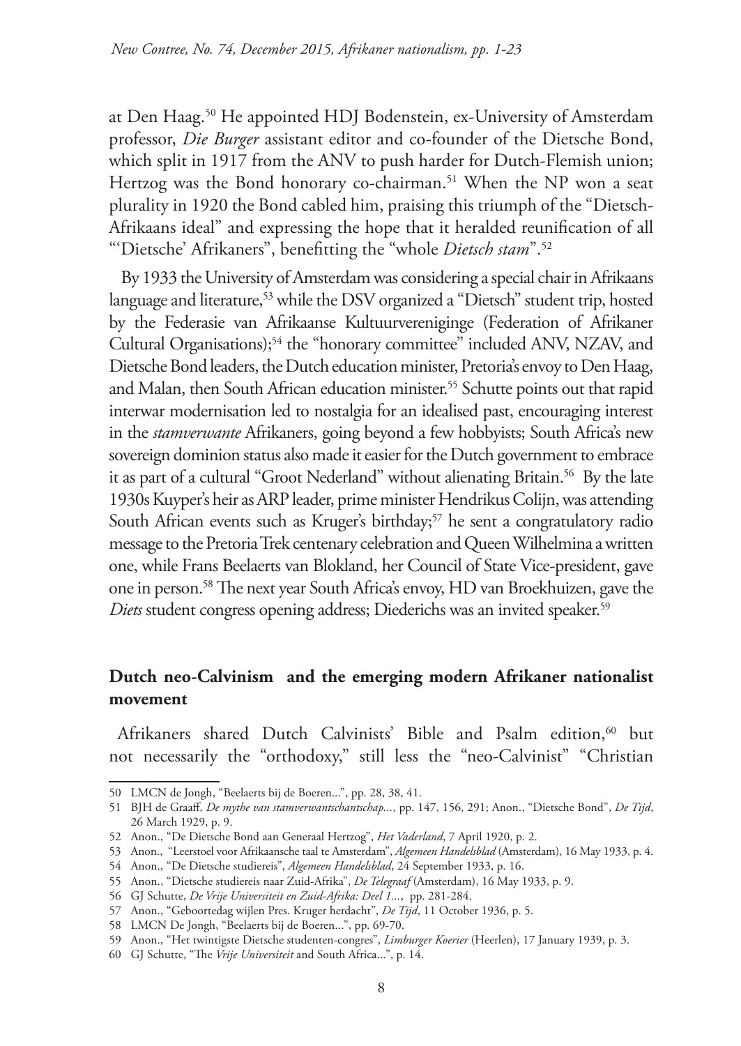at Den Haag.[50] He appointed HDJ Bodenstein, ex-University of Amsterdam professor, *Die Burger* assistant editor and co-founder of the Dietsche Bond, which split in 1917 from the ANV to push harder for Dutch-Flemish union; Hertzog was the Bond honorary co-chairman.[51] When the NP won a seat plurality in 1920 the Bond cabled him, praising this triumph of the "Dietsch-Afrikaans ideal" and expressing the hope that it heralded reunification of all "'Dietsche' Afrikaners", benefitting the "whole *Dietsch stam*".[52]

By 1933 the University of Amsterdam was considering a special chair in Afrikaans language and literature,[53] while the DSV organized a "Dietsch" student trip, hosted by the Federasie van Afrikaanse Kultuurverenigiinge (Federation of Afrikaner Cultural Organisations);[54] the "honorary committee" included ANV, NZAV, and Dietsche Bond leaders, the Dutch education minister, Pretoria's envoy to Den Haag, and Malan, then South African education minister.[55] Schutte points out that rapid interwar modernisation led to nostalgia for an idealised past, encouraging interest in the *stamverwante* Afrikaners, going beyond a few hobbyists; South Africa's new sovereign dominion status also made it easier for the Dutch government to embrace it as part of a cultural "Groot Nederland" without alienating Britain.[56] By the late 1930s Kuyper's heir as ARP leader, prime minister Hendrikus Colijn, was attending South African events such as Kruger's birthday;[57] he sent a congratulatory radio message to the Pretoria Trek centenary celebration and Queen Wilhelmina a written one, while Frans Beelaerts van Blokland, her Council of State Vice-president, gave one in person.[58] The next year South Africa's envoy, HD van Broekhuizen, gave the *Diets* student congress opening address; Diederichs was an invited speaker.[59]

## Dutch neo-Calvinism and the emerging modern Afrikaner nationalist movement

Afrikaners shared Dutch Calvinists' Bible and Psalm edition,[60] but not necessarily the "orthodoxy," still less the "neo-Calvinist" "Christian

---

50 LMCN de Jongh, "Beelaerts bij de Boeren...", pp. 28, 38, 41.

51 BJH de Graaff, *De mythe van stamverwantschantschap...*, pp. 147, 156, 291; Anon., "Dietsche Bond", *De Tijd*, 26 March 1929, p. 9.

52 Anon., "De Dietsche Bond aan Generaal Hertzog", *Het Vaderland*, 7 April 1920, p. 2.

53 Anon., "Leerstoel voor Afrikaansche taal te Amsterdam", *Algemeen Handelsblad* (Amsterdam), 16 May 1933, p. 4.

54 Anon., "De Dietsche studiereis", *Algemeen Handelsblad*, 24 September 1933, p. 16.

55 Anon., "Dietsche studiereis naar Zuid-Afrika", *De Telegraaf* (Amsterdam), 16 May 1933, p. 9.

56 GJ Schutte, *De Vrije Universiteit en Zuid-Afrika: Deel 1...*, pp. 281-284.

57 Anon., "Geboortedag wijlen Pres. Kruger herdacht", *De Tijd*, 11 October 1936, p. 5.

58 LMCN De Jongh, "Beelaerts bij de Boeren...", pp. 69-70.

59 Anon., "Het twintigste Dietsche studenten-congres", *Limburger Koerier* (Heerlen), 17 January 1939, p. 3.

60 GJ Schutte, "The *Vrije Universiteit* and South Africa...", p. 14.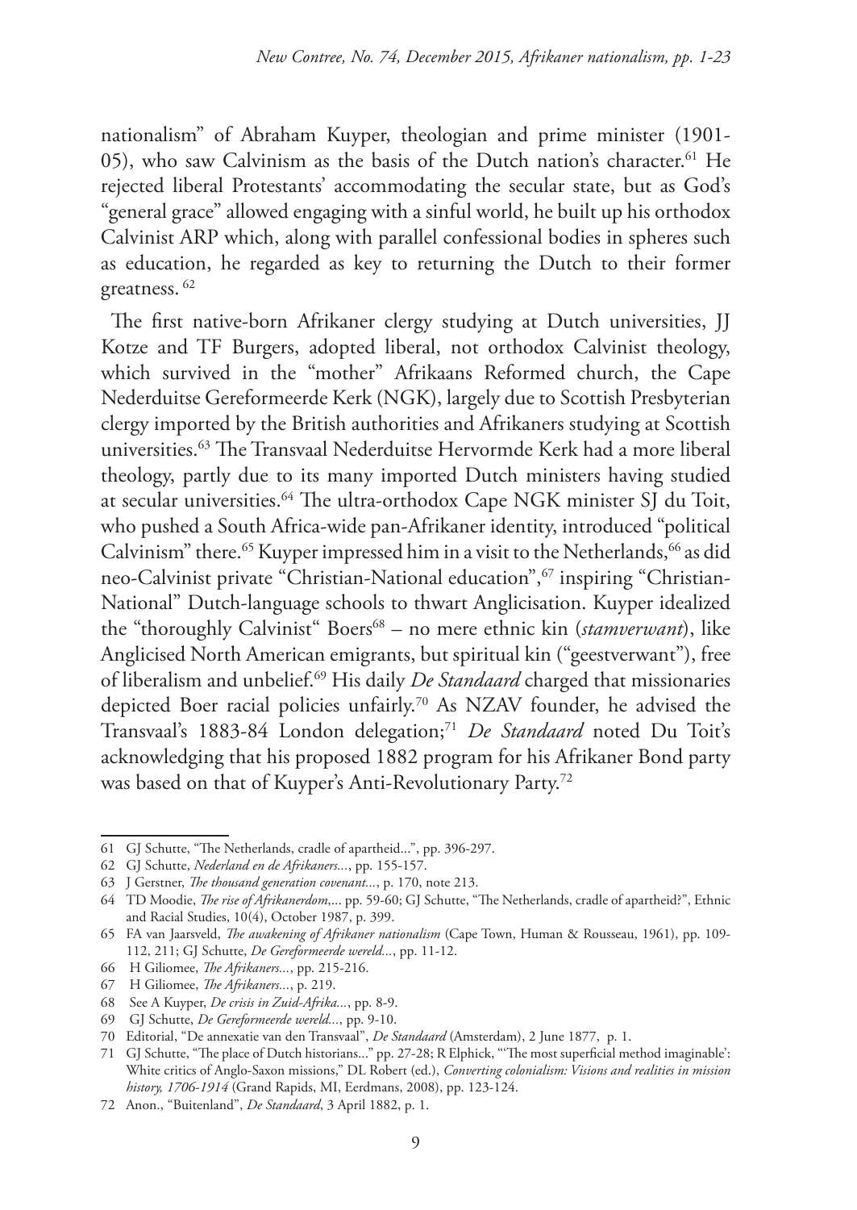nationalism" of Abraham Kuyper, theologian and prime minister (1901-05), who saw Calvinism as the basis of the Dutch nation's character.[61] He rejected liberal Protestants' accommodating the secular state, but as God's "general grace" allowed engaging with a sinful world, he built up his orthodox Calvinist ARP which, along with parallel confessional bodies in spheres such as education, he regarded as key to returning the Dutch to their former greatness.[62]

The first native-born Afrikaner clergy studying at Dutch universities, JJ Kotze and TF Burgers, adopted liberal, not orthodox Calvinist theology, which survived in the "mother" Afrikaans Reformed church, the Cape Nederduitse Gereformeerde Kerk (NGK), largely due to Scottish Presbyterian clergy imported by the British authorities and Afrikaners studying at Scottish universities.[63] The Transvaal Nederduitse Hervormde Kerk had a more liberal theology, partly due to its many imported Dutch ministers having studied at secular universities.[64] The ultra-orthodox Cape NGK minister SJ du Toit, who pushed a South Africa-wide pan-Afrikaner identity, introduced "political Calvinism" there.[65] Kuyper impressed him in a visit to the Netherlands,[66] as did neo-Calvinist private "Christian-National education",[67] inspiring "Christian-National" Dutch-language schools to thwart Anglicisation. Kuyper idealized the "thoroughly Calvinist" Boers[68] – no mere ethnic kin (*stamverwant*), like Anglicised North American emigrants, but spiritual kin ("geestverwant"), free of liberalism and unbelief.[69] His daily *De Standaard* charged that missionaries depicted Boer racial policies unfairly.[70] As NZAV founder, he advised the Transvaal's 1883-84 London delegation;[71] *De Standaard* noted Du Toit's acknowledging that his proposed 1882 program for his Afrikaner Bond party was based on that of Kuyper's Anti-Revolutionary Party.[72]

---

61 GJ Schutte, "The Netherlands, cradle of apartheid...", pp. 396-297.

62 GJ Schutte, *Nederland en de Afrikaners...*, pp. 155-157.

63 J Gerstner, *The thousand generation covenant...*, p. 170, note 213.

64 TD Moodie, *The rise of Afrikanerdom*,... pp. 59-60; GJ Schutte, "The Netherlands, cradle of apartheid?", Ethnic and Racial Studies, 10(4), October 1987, p. 399.

65 FA van Jaarsveld, *The awakening of Afrikaner nationalism* (Cape Town, Human & Rousseau, 1961), pp. 109-112, 211; GJ Schutte, *De Gereformeerde wereld...*, pp. 11-12.

66 H Giliomee, *The Afrikaners...*, pp. 215-216.

67 H Giliomee, *The Afrikaners...*, p. 219.

68 See A Kuyper, *De crisis in Zuid-Afrika...*, pp. 8-9.

69 GJ Schutte, *De Gereformeerde wereld...*, pp. 9-10.

70 Editorial, "De annexatie van den Transvaal", *De Standaard* (Amsterdam), 2 June 1877, p. 1.

71 GJ Schutte, "The place of Dutch historians..." pp. 27-28; R Elphick, "'The most superficial method imaginable': White critics of Anglo-Saxon missions," DL Robert (ed.), *Converting colonialism: Visions and realities in mission history, 1706-1914* (Grand Rapids, MI, Eerdmans, 2008), pp. 123-124.

72 Anon., "Buitenland", *De Standaard*, 3 April 1882, p. 1.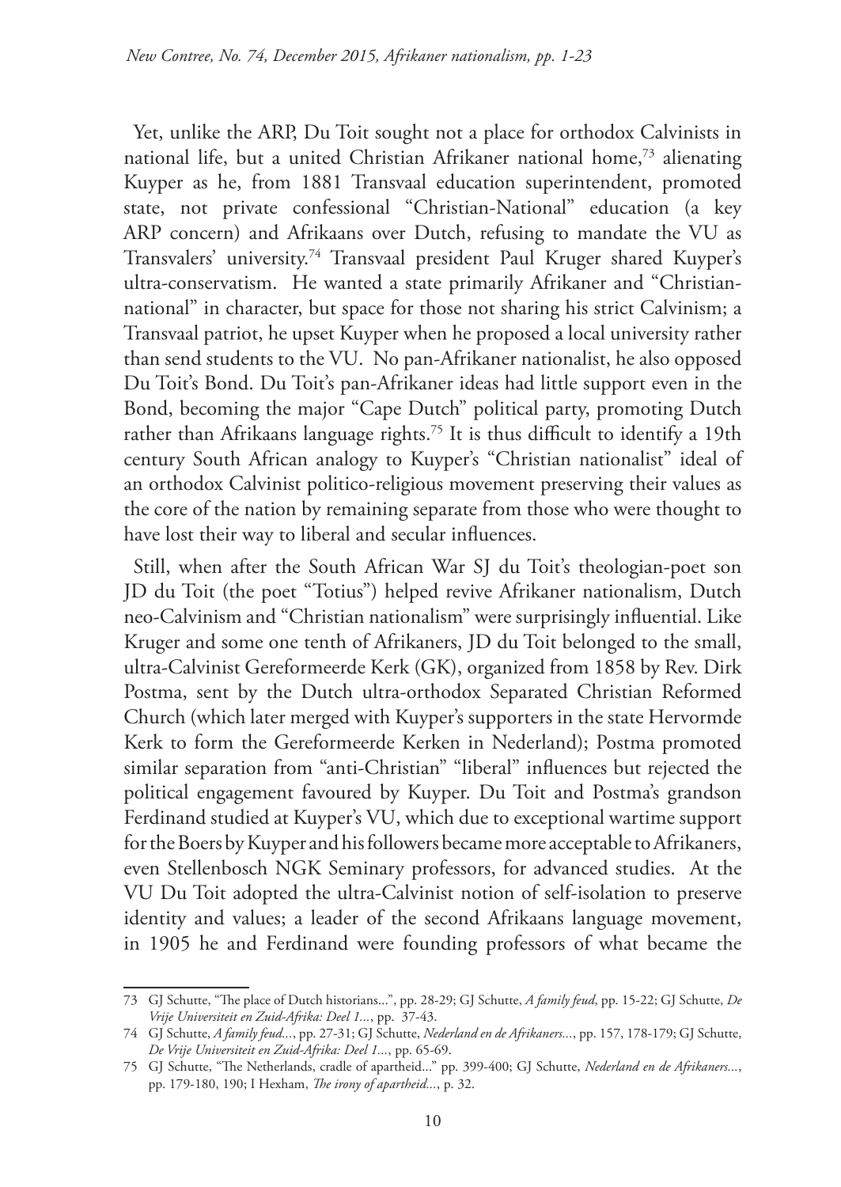Yet, unlike the ARP, Du Toit sought not a place for orthodox Calvinists in national life, but a united Christian Afrikaner national home,[73] alienating Kuyper as he, from 1881 Transvaal education superintendent, promoted state, not private confessional "Christian-National" education (a key ARP concern) and Afrikaans over Dutch, refusing to mandate the VU as Transvalers' university.[74] Transvaal president Paul Kruger shared Kuyper's ultra-conservatism. He wanted a state primarily Afrikaner and "Christian-national" in character, but space for those not sharing his strict Calvinism; a Transvaal patriot, he upset Kuyper when he proposed a local university rather than send students to the VU. No pan-Afrikaner nationalist, he also opposed Du Toit's Bond. Du Toit's pan-Afrikaner ideas had little support even in the Bond, becoming the major "Cape Dutch" political party, promoting Dutch rather than Afrikaans language rights.[75] It is thus difficult to identify a 19th century South African analogy to Kuyper's "Christian nationalist" ideal of an orthodox Calvinist politico-religious movement preserving their values as the core of the nation by remaining separate from those who were thought to have lost their way to liberal and secular influences.

Still, when after the South African War SJ du Toit's theologian-poet son JD du Toit (the poet "Totius") helped revive Afrikaner nationalism, Dutch neo-Calvinism and "Christian nationalism" were surprisingly influential. Like Kruger and some one tenth of Afrikaners, JD du Toit belonged to the small, ultra-Calvinist Gereformeerde Kerk (GK), organized from 1858 by Rev. Dirk Postma, sent by the Dutch ultra-orthodox Separated Christian Reformed Church (which later merged with Kuyper's supporters in the state Hervormde Kerk to form the Gereformeerde Kerken in Nederland); Postma promoted similar separation from "anti-Christian" "liberal" influences but rejected the political engagement favoured by Kuyper. Du Toit and Postma's grandson Ferdinand studied at Kuyper's VU, which due to exceptional wartime support for the Boers by Kuyper and his followers became more acceptable to Afrikaners, even Stellenbosch NGK Seminary professors, for advanced studies. At the VU Du Toit adopted the ultra-Calvinist notion of self-isolation to preserve identity and values; a leader of the second Afrikaans language movement, in 1905 he and Ferdinand were founding professors of what became the

---

73 GJ Schutte, "The place of Dutch historians...", pp. 28-29; GJ Schutte, *A family feud*, pp. 15-22; GJ Schutte, *De Vrije Universiteit en Zuid-Afrika: Deel 1...*, pp. 37-43.

74 GJ Schutte, *A family feud...*, pp. 27-31; GJ Schutte, *Nederland en de Afrikaners...*, pp. 157, 178-179; GJ Schutte, *De Vrije Universiteit en Zuid-Afrika: Deel 1...*, pp. 65-69.

75 GJ Schutte, "The Netherlands, cradle of apartheid..." pp. 399-400; GJ Schutte, *Nederland en de Afrikaners...*, pp. 179-180, 190; I Hexham, *The irony of apartheid...*, p. 32.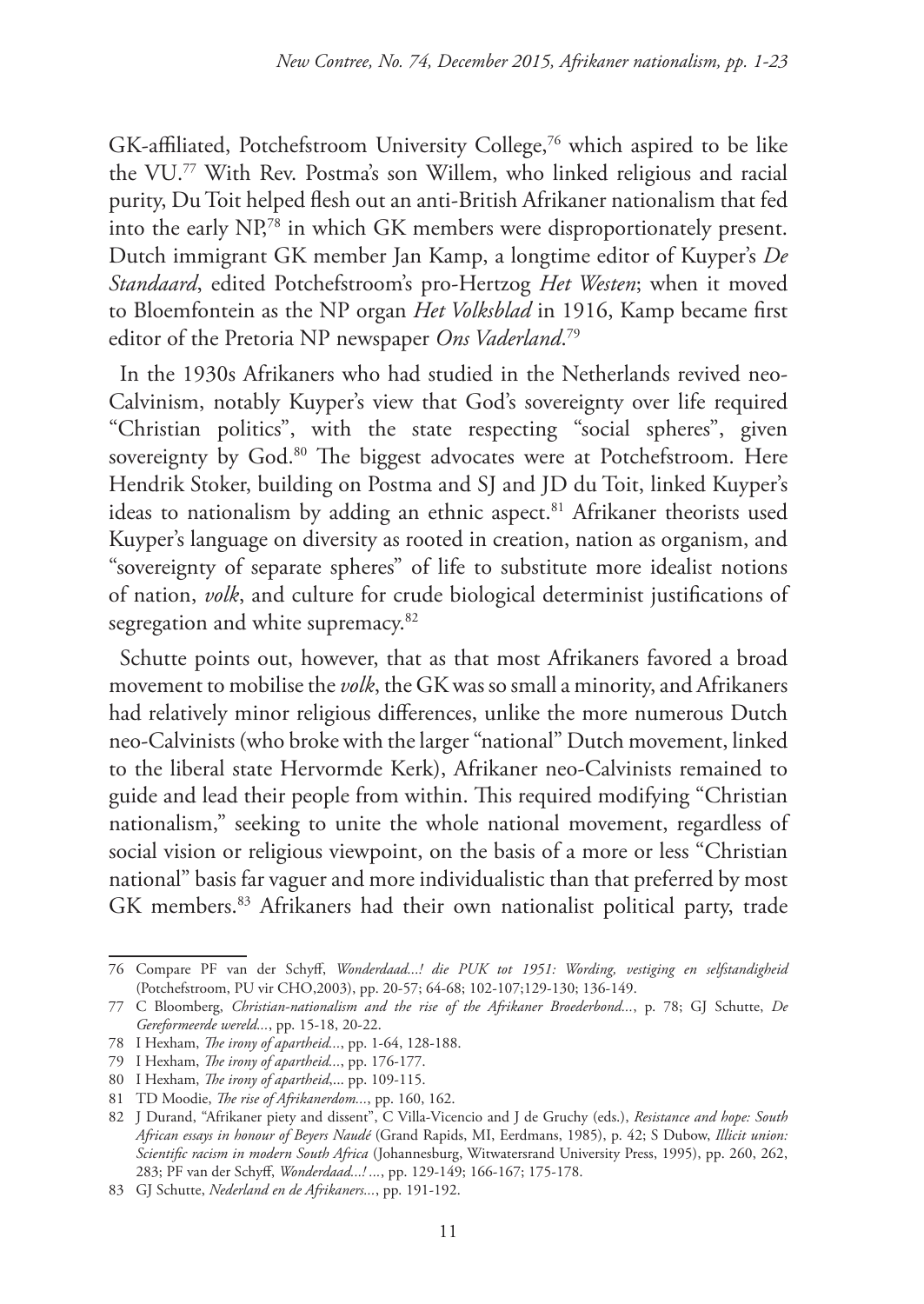GK-affiliated, Potchefstroom University College,[76] which aspired to be like the VU.[77] With Rev. Postma's son Willem, who linked religious and racial purity, Du Toit helped flesh out an anti-British Afrikaner nationalism that fed into the early NP,[78] in which GK members were disproportionately present. Dutch immigrant GK member Jan Kamp, a longtime editor of Kuyper's *De Standaard*, edited Potchefstroom's pro-Hertzog *Het Westen*; when it moved to Bloemfontein as the NP organ *Het Volksblad* in 1916, Kamp became first editor of the Pretoria NP newspaper *Ons Vaderland*.[79]

In the 1930s Afrikaners who had studied in the Netherlands revived neo-Calvinism, notably Kuyper's view that God's sovereignty over life required "Christian politics", with the state respecting "social spheres", given sovereignty by God.[80] The biggest advocates were at Potchefstroom. Here Hendrik Stoker, building on Postma and SJ and JD du Toit, linked Kuyper's ideas to nationalism by adding an ethnic aspect.[81] Afrikaner theorists used Kuyper's language on diversity as rooted in creation, nation as organism, and "sovereignty of separate spheres" of life to substitute more idealist notions of nation, *volk*, and culture for crude biological determinist justifications of segregation and white supremacy.[82]

Schutte points out, however, that as that most Afrikaners favored a broad movement to mobilise the *volk*, the GK was so small a minority, and Afrikaners had relatively minor religious differences, unlike the more numerous Dutch neo-Calvinists (who broke with the larger "national" Dutch movement, linked to the liberal state Hervormde Kerk), Afrikaner neo-Calvinists remained to guide and lead their people from within. This required modifying "Christian nationalism," seeking to unite the whole national movement, regardless of social vision or religious viewpoint, on the basis of a more or less "Christian national" basis far vaguer and more individualistic than that preferred by most GK members.[83] Afrikaners had their own nationalist political party, trade

---

76 Compare PF van der Schyff, *Wonderdaad...! die PUK tot 1951: Wording, vestiging en selfstandigheid* (Potchefstroom, PU vir CHO,2003), pp. 20-57; 64-68; 102-107;129-130; 136-149.

77 C Bloomberg, *Christian-nationalism and the rise of the Afrikaner Broederbond...*, p. 78; GJ Schutte, *De Gereformeerde wereld...*, pp. 15-18, 20-22.

78 I Hexham, *The irony of apartheid...*, pp. 1-64, 128-188.

79 I Hexham, *The irony of apartheid...*, pp. 176-177.

80 I Hexham, *The irony of apartheid,...* pp. 109-115.

81 TD Moodie, *The rise of Afrikanerdom...*, pp. 160, 162.

82 J Durand, "Afrikaner piety and dissent", C Villa-Vicencio and J de Gruchy (eds.), *Resistance and hope: South African essays in honour of Beyers Naudé* (Grand Rapids, MI, Eerdmans, 1985), p. 42; S Dubow, *Illicit union: Scientific racism in modern South Africa* (Johannesburg, Witwatersrand University Press, 1995), pp. 260, 262, 283; PF van der Schyff, *Wonderdaad...! ...*, pp. 129-149; 166-167; 175-178.

83 GJ Schutte, *Nederland en de Afrikaners...*, pp. 191-192.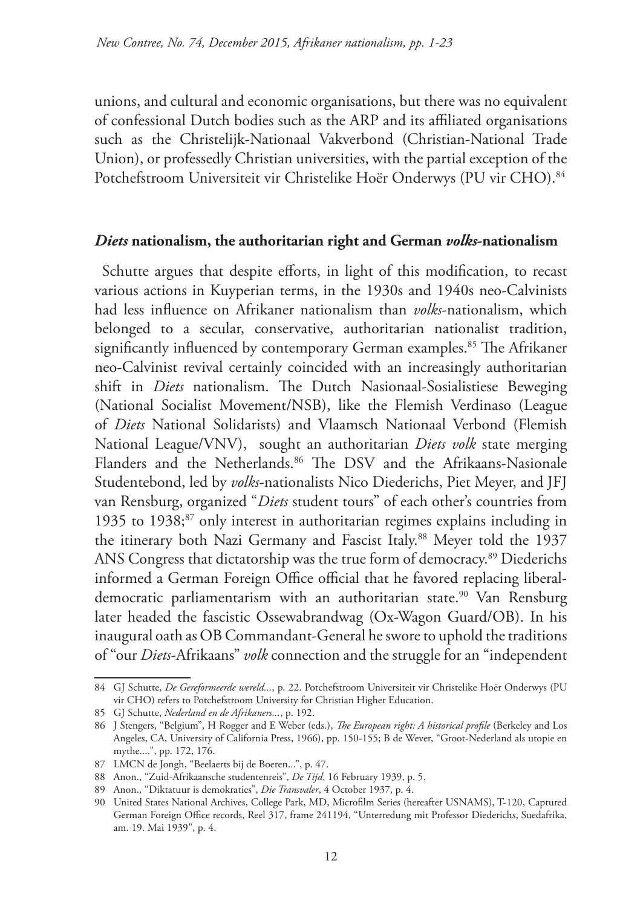unions, and cultural and economic organisations, but there was no equivalent of confessional Dutch bodies such as the ARP and its affiliated organisations such as the Christelijk-Nationaal Vakverbond (Christian-National Trade Union), or professedly Christian universities, with the partial exception of the Potchefstroom Universiteit vir Christelike Hoër Onderwys (PU vir CHO).[84]

## ***Diets* nationalism, the authoritarian right and German *volks*-nationalism**

Schutte argues that despite efforts, in light of this modification, to recast various actions in Kuyperian terms, in the 1930s and 1940s neo-Calvinists had less influence on Afrikaner nationalism than *volks*-nationalism, which belonged to a secular, conservative, authoritarian nationalist tradition, significantly influenced by contemporary German examples.[85] The Afrikaner neo-Calvinist revival certainly coincided with an increasingly authoritarian shift in *Diets* nationalism. The Dutch Nasionaal-Sosialistiese Beweging (National Socialist Movement/NSB), like the Flemish Verdinaso (League of *Diets* National Solidarists) and Vlaamsch Nationaal Verbond (Flemish National League/VNV), sought an authoritarian *Diets volk* state merging Flanders and the Netherlands.[86] The DSV and the Afrikaans-Nasionale Studentebond, led by *volks*-nationalists Nico Diederichs, Piet Meyer, and JFJ van Rensburg, organized "*Diets* student tours" of each other's countries from 1935 to 1938;[87] only interest in authoritarian regimes explains including in the itinerary both Nazi Germany and Fascist Italy.[88] Meyer told the 1937 ANS Congress that dictatorship was the true form of democracy.[89] Diederichs informed a German Foreign Office official that he favored replacing liberal-democratic parliamentarism with an authoritarian state.[90] Van Rensburg later headed the fascistic Ossewabrandwag (Ox-Wagon Guard/OB). In his inaugural oath as OB Commandant-General he swore to uphold the traditions of "our *Diets*-Afrikaans" *volk* connection and the struggle for an "independent

---

84 GJ Schutte, *De Gereformeerde wereld...*, p. 22. Potchefstroom Universiteit vir Christelike Hoër Onderwys (PU vir CHO) refers to Potchefstroom University for Christian Higher Education.

85 GJ Schutte, *Nederland en de Afrikaners...*, p. 192.

86 J Stengers, "Belgium", H Rogger and E Weber (eds.), *The European right: A historical profile* (Berkeley and Los Angeles, CA, University of California Press, 1966), pp. 150-155; B de Wever, "Groot-Nederland als utopie en mythe....", pp. 172, 176.

87 LMCN de Jongh, "Beelaerts bij de Boeren...", p. 47.

88 Anon., "Zuid-Afrikaansche studentenreis", *De Tijd*, 16 February 1939, p. 5.

89 Anon., "Diktatuur is demokraties", *Die Transvaler*, 4 October 1937, p. 4.

90 United States National Archives, College Park, MD, Microfilm Series (hereafter USNAMS), T-120, Captured German Foreign Office records, Reel 317, frame 241194, "Unterredung mit Professor Diederichs, Suedafrika, am. 19. Mai 1939", p. 4.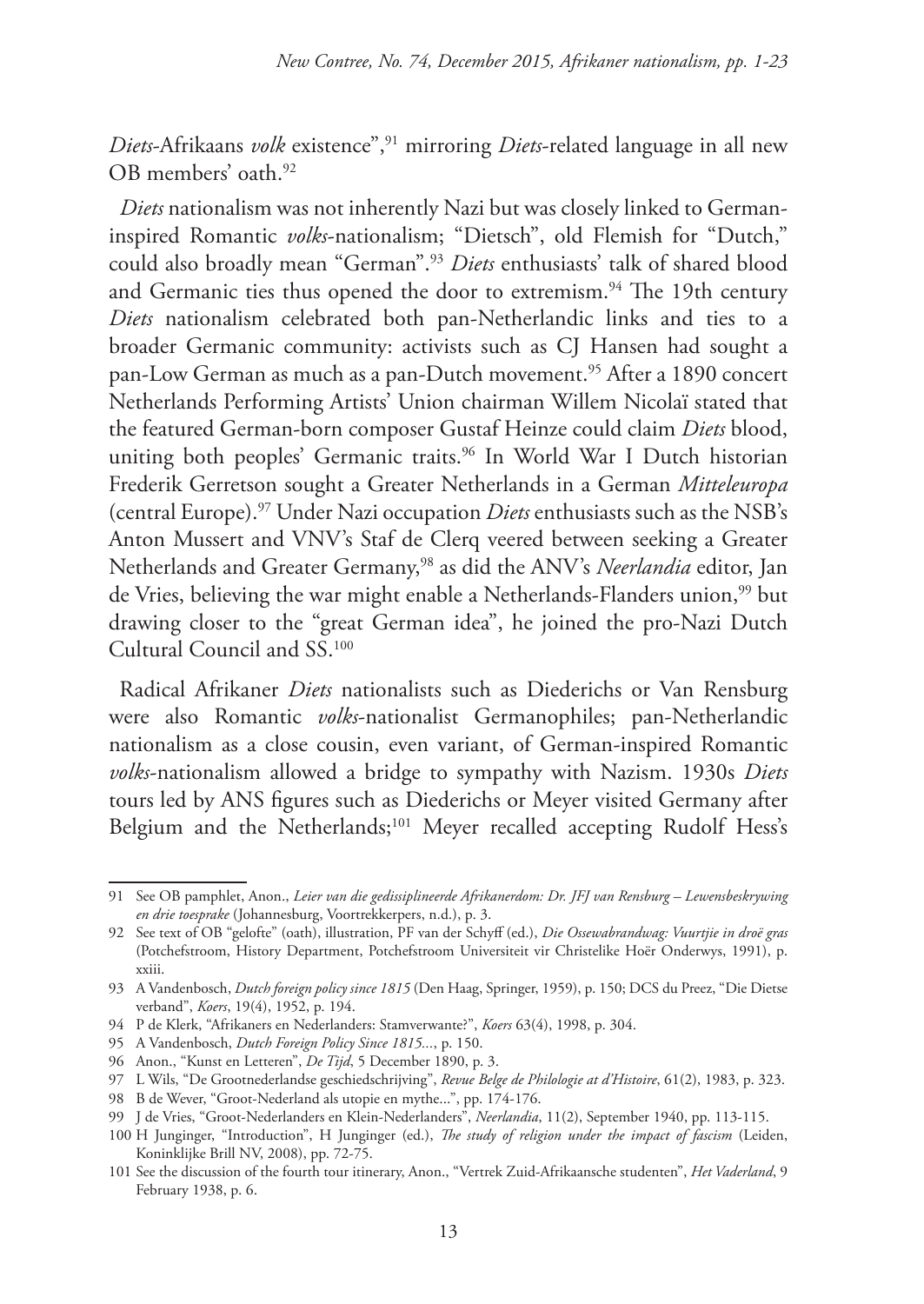*Diets*-Afrikaans *volk* existence",[91] mirroring *Diets*-related language in all new OB members' oath.[92]

*Diets* nationalism was not inherently Nazi but was closely linked to German-inspired Romantic *volks*-nationalism; "Dietsch", old Flemish for "Dutch," could also broadly mean "German".[93] *Diets* enthusiasts' talk of shared blood and Germanic ties thus opened the door to extremism.[94] The 19th century *Diets* nationalism celebrated both pan-Netherlandic links and ties to a broader Germanic community: activists such as CJ Hansen had sought a pan-Low German as much as a pan-Dutch movement.[95] After a 1890 concert Netherlands Performing Artists' Union chairman Willem Nicolaï stated that the featured German-born composer Gustaf Heinze could claim *Diets* blood, uniting both peoples' Germanic traits.[96] In World War I Dutch historian Frederik Gerretson sought a Greater Netherlands in a German *Mitteleuropa* (central Europe).[97] Under Nazi occupation *Diets* enthusiasts such as the NSB's Anton Mussert and VNV's Staf de Clerq veered between seeking a Greater Netherlands and Greater Germany,[98] as did the ANV's *Neerlandia* editor, Jan de Vries, believing the war might enable a Netherlands-Flanders union,[99] but drawing closer to the "great German idea", he joined the pro-Nazi Dutch Cultural Council and SS.[100]

Radical Afrikaner *Diets* nationalists such as Diederichs or Van Rensburg were also Romantic *volks*-nationalist Germanophiles; pan-Netherlandic nationalism as a close cousin, even variant, of German-inspired Romantic *volks*-nationalism allowed a bridge to sympathy with Nazism. 1930s *Diets* tours led by ANS figures such as Diederichs or Meyer visited Germany after Belgium and the Netherlands;[101] Meyer recalled accepting Rudolf Hess's

---

91 See OB pamphlet, Anon., *Leier van die gedissiplineerde Afrikanerdom: Dr. JFJ van Rensburg – Lewensbeskrywing en drie toesprake* (Johannesburg, Voortrekkerpers, n.d.), p. 3.

92 See text of OB "gelofte" (oath), illustration, PF van der Schyff (ed.), *Die Ossewabrandwag: Vuurtjie in droë gras* (Potchefstroom, History Department, Potchefstroom Universiteit vir Christelike Hoër Onderwys, 1991), p. xxiii.

93 A Vandenbosch, *Dutch foreign policy since 1815* (Den Haag, Springer, 1959), p. 150; DCS du Preez, "Die Dietse verband", *Koers*, 19(4), 1952, p. 194.

94 P de Klerk, "Afrikaners en Nederlanders: Stamverwante?", *Koers* 63(4), 1998, p. 304.

95 A Vandenbosch, *Dutch Foreign Policy Since 1815...*, p. 150.

96 Anon., "Kunst en Letteren", *De Tijd*, 5 December 1890, p. 3.

97 L Wils, "De Grootnederlandse geschiedschrijving", *Revue Belge de Philologie at d'Histoire*, 61(2), 1983, p. 323.

98 B de Wever, "Groot-Nederland als utopie en mythe...", pp. 174-176.

99 J de Vries, "Groot-Nederlanders en Klein-Nederlanders", *Neerlandia*, 11(2), September 1940, pp. 113-115.

100 H Junginger, "Introduction", H Junginger (ed.), *The study of religion under the impact of fascism* (Leiden, Koninklijke Brill NV, 2008), pp. 72-75.

101 See the discussion of the fourth tour itinerary, Anon., "Vertrek Zuid-Afrikaansche studenten", *Het Vaderland*, 9 February 1938, p. 6.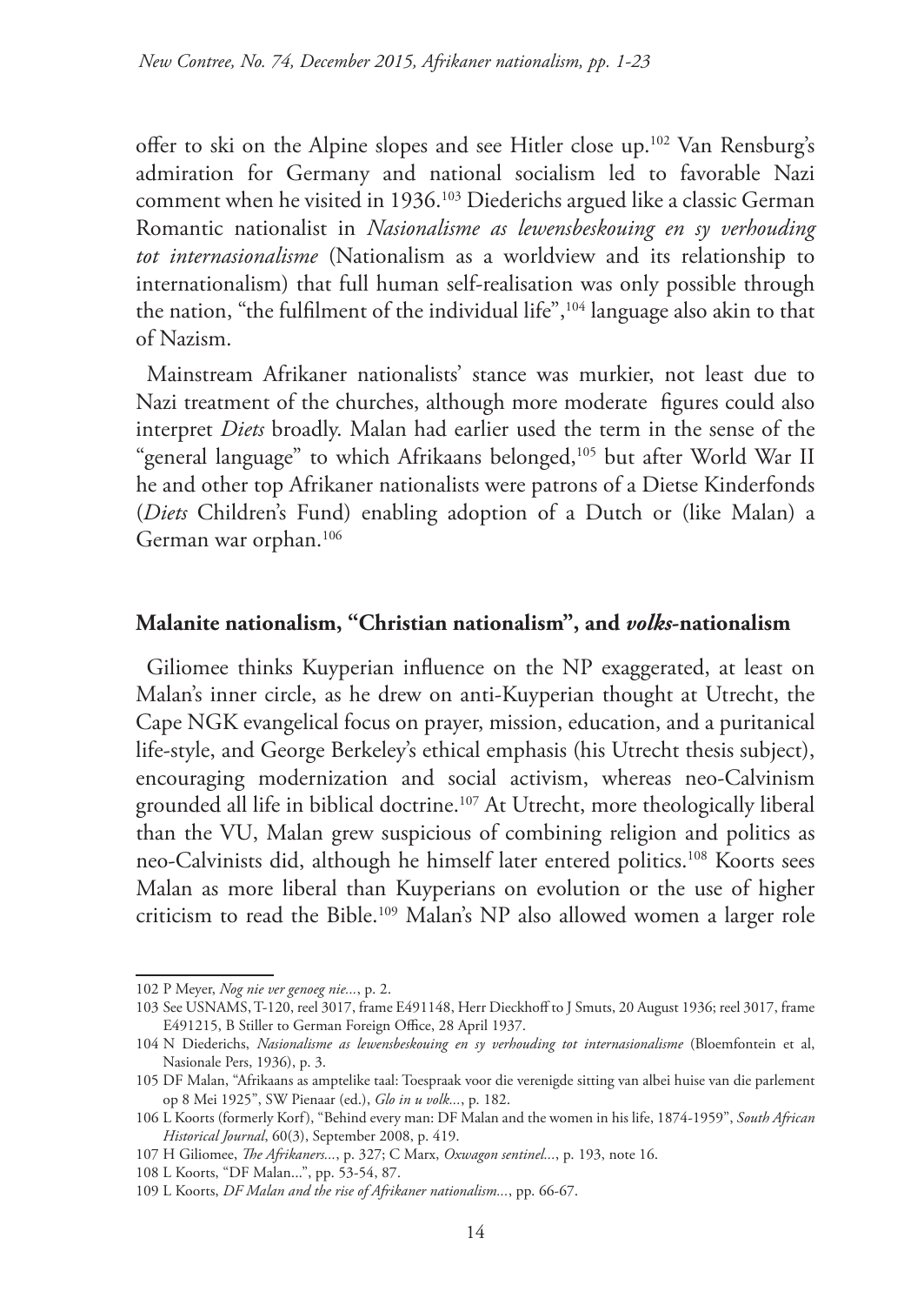offer to ski on the Alpine slopes and see Hitler close up.[102] Van Rensburg's admiration for Germany and national socialism led to favorable Nazi comment when he visited in 1936.[103] Diederichs argued like a classic German Romantic nationalist in *Nasionalisme as lewensbeskouing en sy verhouding tot internasionalisme* (Nationalism as a worldview and its relationship to internationalism) that full human self-realisation was only possible through the nation, "the fulfilment of the individual life",[104] language also akin to that of Nazism.

Mainstream Afrikaner nationalists' stance was murkier, not least due to Nazi treatment of the churches, although more moderate figures could also interpret *Diets* broadly. Malan had earlier used the term in the sense of the "general language" to which Afrikaans belonged,[105] but after World War II he and other top Afrikaner nationalists were patrons of a Dietse Kinderfonds (*Diets* Children's Fund) enabling adoption of a Dutch or (like Malan) a German war orphan.[106]

## Malanite nationalism, "Christian nationalism", and *volks*-nationalism

Giliomee thinks Kuyperian influence on the NP exaggerated, at least on Malan's inner circle, as he drew on anti-Kuyperian thought at Utrecht, the Cape NGK evangelical focus on prayer, mission, education, and a puritanical life-style, and George Berkeley's ethical emphasis (his Utrecht thesis subject), encouraging modernization and social activism, whereas neo-Calvinism grounded all life in biblical doctrine.[107] At Utrecht, more theologically liberal than the VU, Malan grew suspicious of combining religion and politics as neo-Calvinists did, although he himself later entered politics.[108] Koorts sees Malan as more liberal than Kuyperians on evolution or the use of higher criticism to read the Bible.[109] Malan's NP also allowed women a larger role

---

102 P Meyer, *Nog nie ver genoeg nie...*, p. 2.

103 See USNAMS, T-120, reel 3017, frame E491148, Herr Dieckhoff to J Smuts, 20 August 1936; reel 3017, frame E491215, B Stiller to German Foreign Office, 28 April 1937.

104 N Diederichs, *Nasionalisme as lewensbeskouing en sy verhouding tot internasionalisme* (Bloemfontein et al, Nasionale Pers, 1936), p. 3.

105 DF Malan, "Afrikaans as amptelike taal: Toespraak voor die verenigde sitting van albei huise van die parlement op 8 Mei 1925", SW Pienaar (ed.), *Glo in u volk...*, p. 182.

106 L Koorts (formerly Korf), "Behind every man: DF Malan and the women in his life, 1874-1959", *South African Historical Journal*, 60(3), September 2008, p. 419.

107 H Giliomee, *The Afrikaners...*, p. 327; C Marx, *Oxwagon sentinel...*, p. 193, note 16.

108 L Koorts, "DF Malan...", pp. 53-54, 87.

109 L Koorts, *DF Malan and the rise of Afrikaner nationalism...*, pp. 66-67.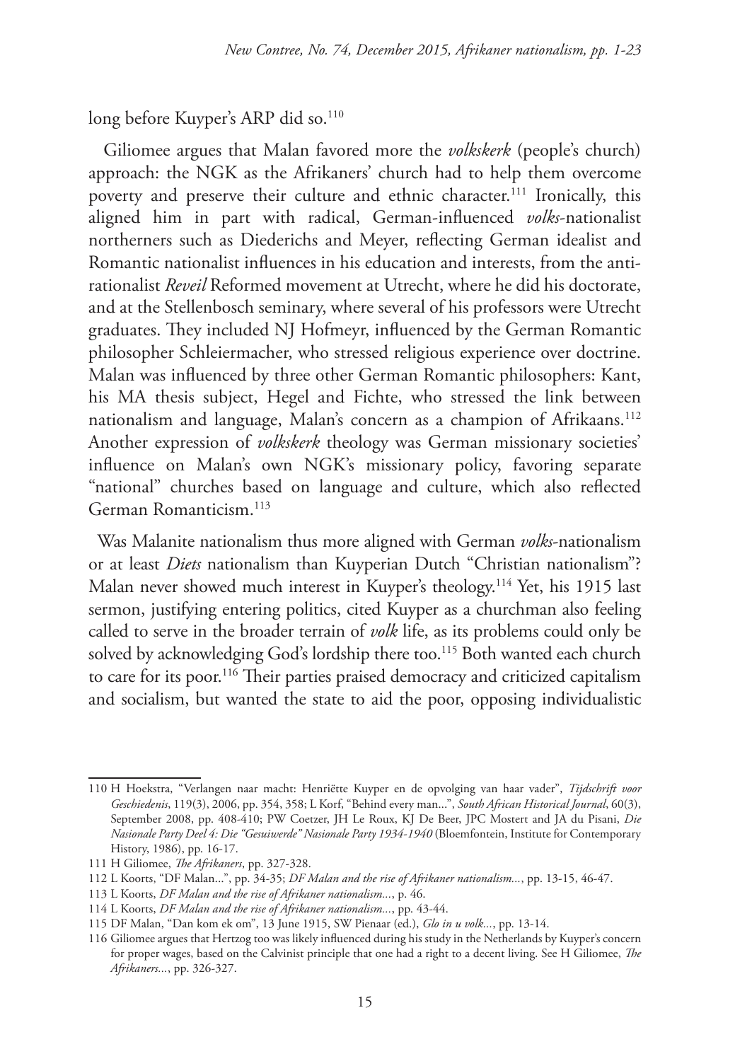long before Kuyper's ARP did so.[110]

Giliomee argues that Malan favored more the *volkskerk* (people's church) approach: the NGK as the Afrikaners' church had to help them overcome poverty and preserve their culture and ethnic character.[111] Ironically, this aligned him in part with radical, German-influenced *volks*-nationalist northerners such as Diederichs and Meyer, reflecting German idealist and Romantic nationalist influences in his education and interests, from the anti-rationalist *Reveil* Reformed movement at Utrecht, where he did his doctorate, and at the Stellenbosch seminary, where several of his professors were Utrecht graduates. They included NJ Hofmeyr, influenced by the German Romantic philosopher Schleiermacher, who stressed religious experience over doctrine. Malan was influenced by three other German Romantic philosophers: Kant, his MA thesis subject, Hegel and Fichte, who stressed the link between nationalism and language, Malan's concern as a champion of Afrikaans.[112] Another expression of *volkskerk* theology was German missionary societies' influence on Malan's own NGK's missionary policy, favoring separate "national" churches based on language and culture, which also reflected German Romanticism.[113]

Was Malanite nationalism thus more aligned with German *volks*-nationalism or at least *Diets* nationalism than Kuyperian Dutch "Christian nationalism"? Malan never showed much interest in Kuyper's theology.[114] Yet, his 1915 last sermon, justifying entering politics, cited Kuyper as a churchman also feeling called to serve in the broader terrain of *volk* life, as its problems could only be solved by acknowledging God's lordship there too.[115] Both wanted each church to care for its poor.[116] Their parties praised democracy and criticized capitalism and socialism, but wanted the state to aid the poor, opposing individualistic

---

110 H Hoekstra, "Verlangen naar macht: Henriëtte Kuyper en de opvolging van haar vader", *Tijdschrift voor Geschiedenis*, 119(3), 2006, pp. 354, 358; L Korf, "Behind every man...", *South African Historical Journal*, 60(3), September 2008, pp. 408-410; PW Coetzer, JH Le Roux, KJ De Beer, JPC Mostert and JA du Pisani, *Die Nasionale Party Deel 4: Die "Gesuiwerde" Nasionale Party 1934-1940* (Bloemfontein, Institute for Contemporary History, 1986), pp. 16-17.

111 H Giliomee, *The Afrikaners*, pp. 327-328.

112 L Koorts, "DF Malan...", pp. 34-35; *DF Malan and the rise of Afrikaner nationalism...*, pp. 13-15, 46-47.

113 L Koorts, *DF Malan and the rise of Afrikaner nationalism...*, p. 46.

114 L Koorts, *DF Malan and the rise of Afrikaner nationalism...*, pp. 43-44.

115 DF Malan, "Dan kom ek om", 13 June 1915, SW Pienaar (ed.), *Glo in u volk...*, pp. 13-14.

116 Giliomee argues that Hertzog too was likely influenced during his study in the Netherlands by Kuyper's concern for proper wages, based on the Calvinist principle that one had a right to a decent living. See H Giliomee, *The Afrikaners...*, pp. 326-327.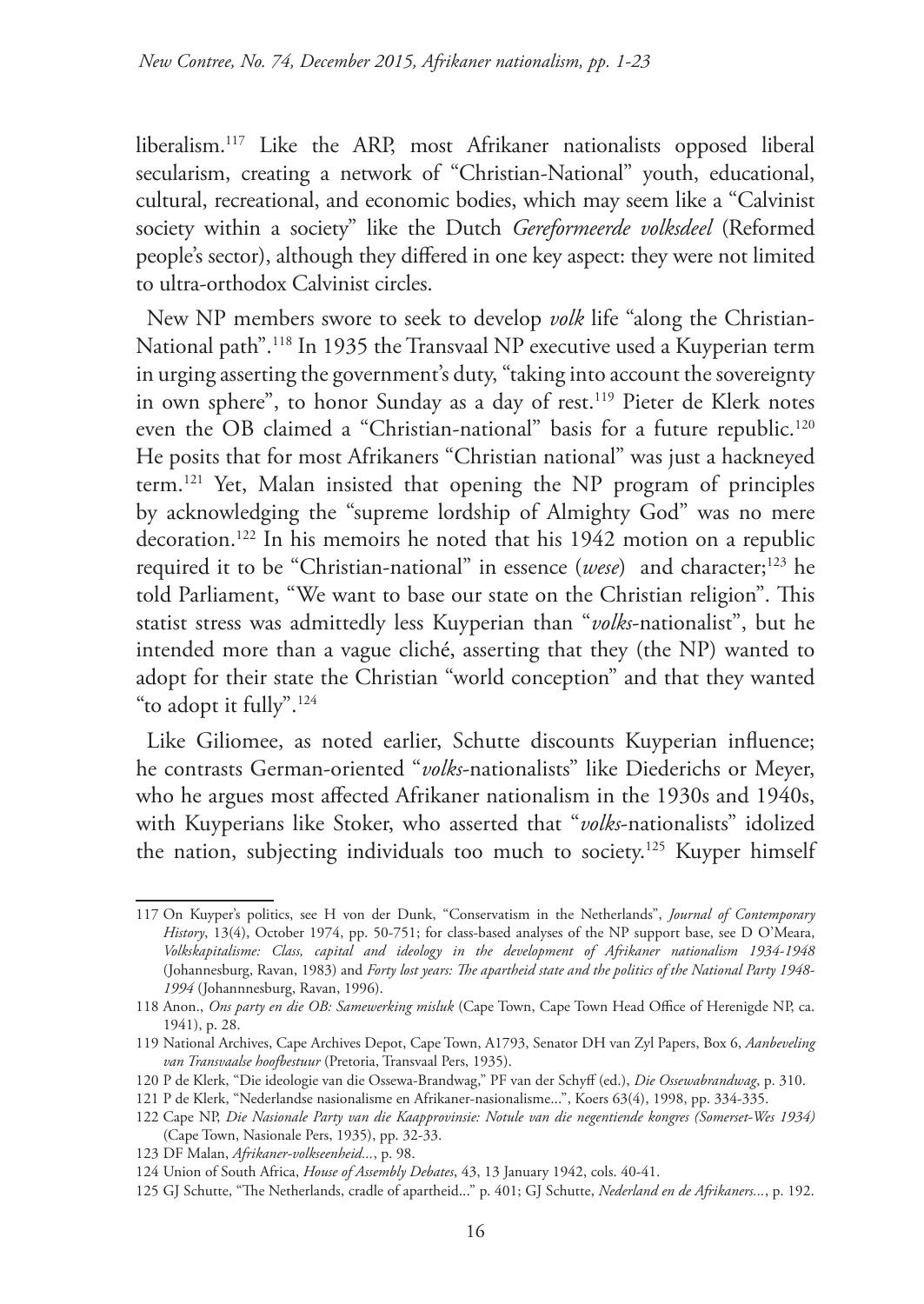liberalism.[117] Like the ARP, most Afrikaner nationalists opposed liberal secularism, creating a network of "Christian-National" youth, educational, cultural, recreational, and economic bodies, which may seem like a "Calvinist society within a society" like the Dutch *Gereformeerde volksdeel* (Reformed people's sector), although they differed in one key aspect: they were not limited to ultra-orthodox Calvinist circles.

New NP members swore to seek to develop *volk* life "along the Christian-National path".[118] In 1935 the Transvaal NP executive used a Kuyperian term in urging asserting the government's duty, "taking into account the sovereignty in own sphere", to honor Sunday as a day of rest.[119] Pieter de Klerk notes even the OB claimed a "Christian-national" basis for a future republic.[120] He posits that for most Afrikaners "Christian national" was just a hackneyed term.[121] Yet, Malan insisted that opening the NP program of principles by acknowledging the "supreme lordship of Almighty God" was no mere decoration.[122] In his memoirs he noted that his 1942 motion on a republic required it to be "Christian-national" in essence (*wese*) and character;[123] he told Parliament, "We want to base our state on the Christian religion". This statist stress was admittedly less Kuyperian than "*volks*-nationalist", but he intended more than a vague cliché, asserting that they (the NP) wanted to adopt for their state the Christian "world conception" and that they wanted "to adopt it fully".[124]

Like Giliomee, as noted earlier, Schutte discounts Kuyperian influence; he contrasts German-oriented "*volks*-nationalists" like Diederichs or Meyer, who he argues most affected Afrikaner nationalism in the 1930s and 1940s, with Kuyperians like Stoker, who asserted that "*volks*-nationalists" idolized the nation, subjecting individuals too much to society.[125] Kuyper himself

---

117 On Kuyper's politics, see H von der Dunk, "Conservatism in the Netherlands", *Journal of Contemporary History*, 13(4), October 1974, pp. 50-751; for class-based analyses of the NP support base, see D O'Meara, *Volkskapitalisme: Class, capital and ideology in the development of Afrikaner nationalism 1934-1948* (Johannesburg, Ravan, 1983) and *Forty lost years: The apartheid state and the politics of the National Party 1948-1994* (Johannnesburg, Ravan, 1996).

118 Anon., *Ons party en die OB: Samewerking misluk* (Cape Town, Cape Town Head Office of Herenigde NP, ca. 1941), p. 28.

119 National Archives, Cape Archives Depot, Cape Town, A1793, Senator DH van Zyl Papers, Box 6, *Aanbeveling van Transvaalse hoofbestuur* (Pretoria, Transvaal Pers, 1935).

120 P de Klerk, "Die ideologie van die Ossewa-Brandwag," PF van der Schyff (ed.), *Die Ossewabrandwag*, p. 310.

121 P de Klerk, "Nederlandse nasionalisme en Afrikaner-nasionalisme...", Koers 63(4), 1998, pp. 334-335.

122 Cape NP, *Die Nasionale Party van die Kaapprovinsie: Notule van die negentiende kongres (Somerset-Wes 1934)* (Cape Town, Nasionale Pers, 1935), pp. 32-33.

123 DF Malan, *Afrikaner-volkseenheid...*, p. 98.

124 Union of South Africa, *House of Assembly Debates*, 43, 13 January 1942, cols. 40-41.

125 GJ Schutte, "The Netherlands, cradle of apartheid..." p. 401; GJ Schutte, *Nederland en de Afrikaners...*, p. 192.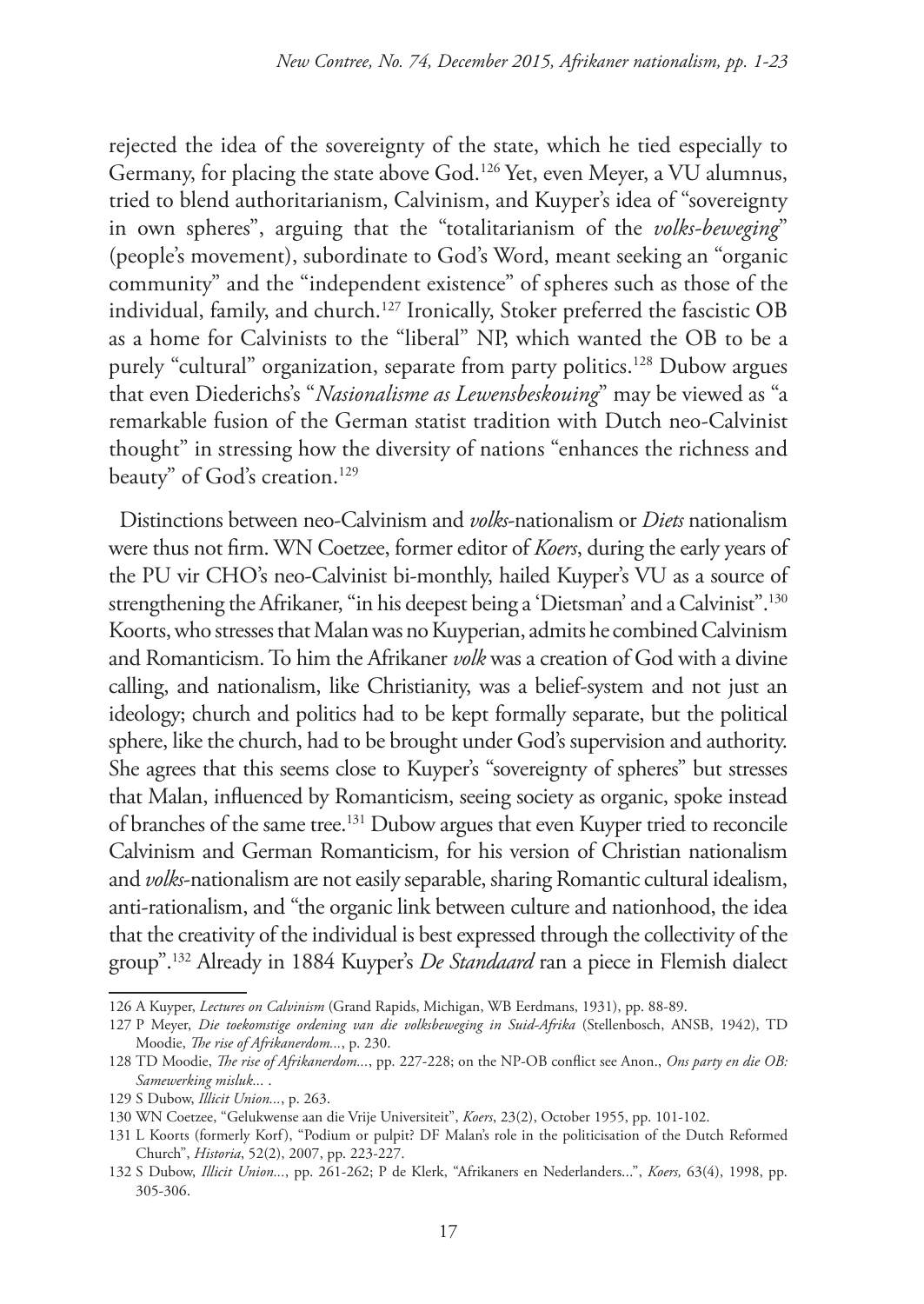rejected the idea of the sovereignty of the state, which he tied especially to Germany, for placing the state above God.[126] Yet, even Meyer, a VU alumnus, tried to blend authoritarianism, Calvinism, and Kuyper's idea of "sovereignty in own spheres", arguing that the "totalitarianism of the *volks-beweging*" (people's movement), subordinate to God's Word, meant seeking an "organic community" and the "independent existence" of spheres such as those of the individual, family, and church.[127] Ironically, Stoker preferred the fascistic OB as a home for Calvinists to the "liberal" NP, which wanted the OB to be a purely "cultural" organization, separate from party politics.[128] Dubow argues that even Diederichs's "*Nasionalisme as Lewensbeskouing*" may be viewed as "a remarkable fusion of the German statist tradition with Dutch neo-Calvinist thought" in stressing how the diversity of nations "enhances the richness and beauty" of God's creation.[129]

Distinctions between neo-Calvinism and *volks*-nationalism or *Diets* nationalism were thus not firm. WN Coetzee, former editor of *Koers*, during the early years of the PU vir CHO's neo-Calvinist bi-monthly, hailed Kuyper's VU as a source of strengthening the Afrikaner, "in his deepest being a 'Dietsman' and a Calvinist".[130] Koorts, who stresses that Malan was no Kuyperian, admits he combined Calvinism and Romanticism. To him the Afrikaner *volk* was a creation of God with a divine calling, and nationalism, like Christianity, was a belief-system and not just an ideology; church and politics had to be kept formally separate, but the political sphere, like the church, had to be brought under God's supervision and authority. She agrees that this seems close to Kuyper's "sovereignty of spheres" but stresses that Malan, influenced by Romanticism, seeing society as organic, spoke instead of branches of the same tree.[131] Dubow argues that even Kuyper tried to reconcile Calvinism and German Romanticism, for his version of Christian nationalism and *volks*-nationalism are not easily separable, sharing Romantic cultural idealism, anti-rationalism, and "the organic link between culture and nationhood, the idea that the creativity of the individual is best expressed through the collectivity of the group".[132] Already in 1884 Kuyper's *De Standaard* ran a piece in Flemish dialect

---

126 A Kuyper, *Lectures on Calvinism* (Grand Rapids, Michigan, WB Eerdmans, 1931), pp. 88-89.

127 P Meyer, *Die toekomstige ordening van die volksbeweging in Suid-Afrika* (Stellenbosch, ANSB, 1942), TD Moodie, *The rise of Afrikanerdom...*, p. 230.

128 TD Moodie, *The rise of Afrikanerdom...*, pp. 227-228; on the NP-OB conflict see Anon., *Ons party en die OB: Samewerking misluk...* .

129 S Dubow, *Illicit Union...*, p. 263.

130 WN Coetzee, "Gelukwense aan die Vrije Universiteit", *Koers*, 23(2), October 1955, pp. 101-102.

131 L Koorts (formerly Korf), "Podium or pulpit? DF Malan's role in the politicisation of the Dutch Reformed Church", *Historia*, 52(2), 2007, pp. 223-227.

132 S Dubow, *Illicit Union...*, pp. 261-262; P de Klerk, "Afrikaners en Nederlanders...", *Koers,* 63(4), 1998, pp. 305-306.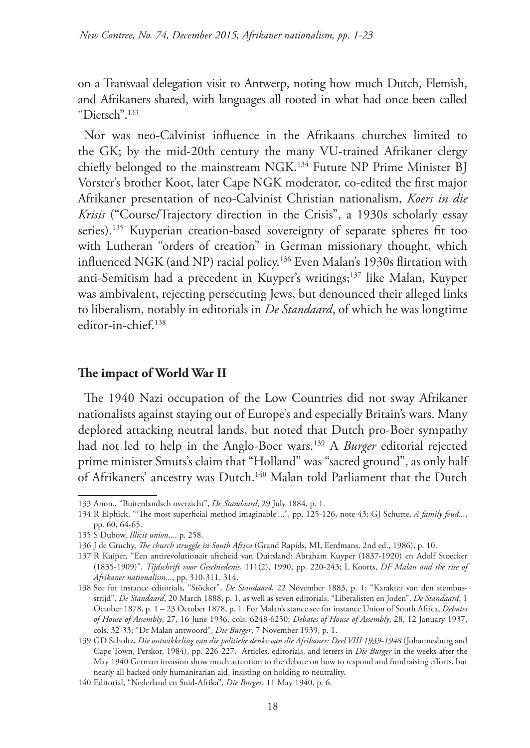on a Transvaal delegation visit to Antwerp, noting how much Dutch, Flemish, and Afrikaners shared, with languages all rooted in what had once been called "Dietsch".[133]

Nor was neo-Calvinist influence in the Afrikaans churches limited to the GK; by the mid-20th century the many VU-trained Afrikaner clergy chiefly belonged to the mainstream NGK.[134] Future NP Prime Minister BJ Vorster's brother Koot, later Cape NGK moderator, co-edited the first major Afrikaner presentation of neo-Calvinist Christian nationalism, *Koers in die Krisis* ("Course/Trajectory direction in the Crisis", a 1930s scholarly essay series).[135] Kuyperian creation-based sovereignty of separate spheres fit too with Lutheran "orders of creation" in German missionary thought, which influenced NGK (and NP) racial policy.[136] Even Malan's 1930s flirtation with anti-Semitism had a precedent in Kuyper's writings;[137] like Malan, Kuyper was ambivalent, rejecting persecuting Jews, but denounced their alleged links to liberalism, notably in editorials in *De Standaard*, of which he was longtime editor-in-chief.[138]

## The impact of World War II

The 1940 Nazi occupation of the Low Countries did not sway Afrikaner nationalists against staying out of Europe's and especially Britain's wars. Many deplored attacking neutral lands, but noted that Dutch pro-Boer sympathy had not led to help in the Anglo-Boer wars.[139] A *Burger* editorial rejected prime minister Smuts's claim that "Holland" was "sacred ground", as only half of Afrikaners' ancestry was Dutch.[140] Malan told Parliament that the Dutch

---

133 Anon., "Buitenlandsch overzicht", *De Standaard*, 29 July 1884, p. 1.

134 R Elphick, "'The most superficial method imaginable'...", pp. 125-126, note 43; GJ Schutte, *A family feud...*, pp. 60, 64-65.

135 S Dubow, *Illicit union*,... p. 258.

136 J de Gruchy, *The church struggle in South Africa* (Grand Rapids, MI, Eerdmans, 2nd ed., 1986), p. 10.

137 R Kuiper, "Een antirevolutionair afscheid van Duitsland: Abraham Kuyper (1837-1920) en Adolf Stoecker (1835-1909)", *Tijdschrift voor Geschiedenis*, 111(2), 1990, pp. 220-243; L Koorts, *DF Malan and the rise of Afrikaner nationalism...*, pp. 310-311, 314.

138 See for instance editorials, "Stöcker", *De Standaard*, 22 November 1883, p. 1; "Karakter van den stembusstrijd", *De Standaard*, 20 March 1888, p. 1, as well as seven editorials, "Liberalisten en Joden", *De Standaard*, 1 October 1878, p. 1 – 23 October 1878, p. 1. For Malan's stance see for instance Union of South Africa, *Debates of House of Assembly*, 27, 16 June 1936, cols. 6248-6250; *Debates of House of Assembly*, 28, 12 January 1937, cols. 32-33; "Dr Malan antwoord", *Die Burger*, 7 November 1939, p. 1.

139 GD Scholtz, *Die ontwikkeling van die politieke denke van die Afrikaner: Deel VIII 1939-1948* (Johannesburg and Cape Town, Perskor, 1984), pp. 226-227. Articles, editorials, and letters in *Die Burger* in the weeks after the May 1940 German invasion show much attention to the debate on how to respond and fundraising efforts, but nearly all backed only humanitarian aid, insisting on holding to neutrality.

140 Editorial, "Nederland en Suid-Afrika", *Die Burger*, 11 May 1940, p. 6.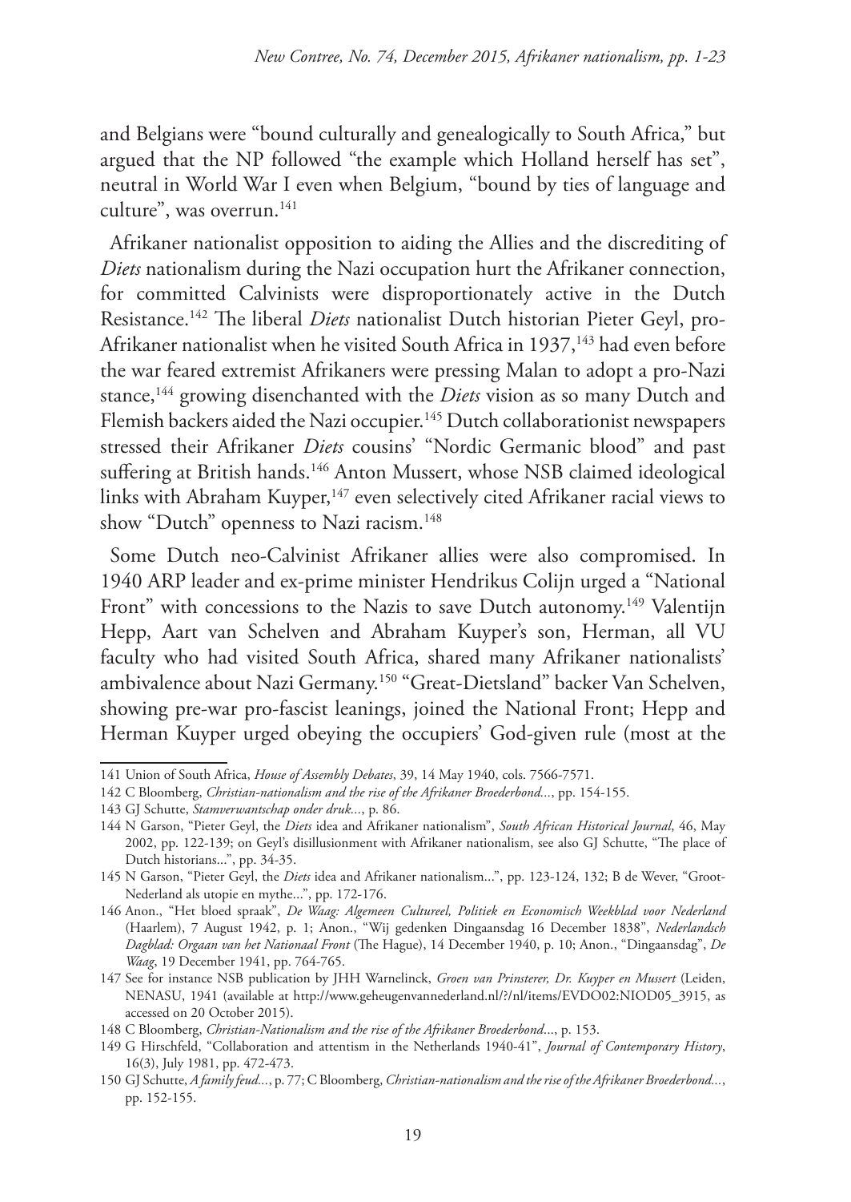and Belgians were "bound culturally and genealogically to South Africa," but argued that the NP followed "the example which Holland herself has set", neutral in World War I even when Belgium, "bound by ties of language and culture", was overrun.[141]

Afrikaner nationalist opposition to aiding the Allies and the discrediting of *Diets* nationalism during the Nazi occupation hurt the Afrikaner connection, for committed Calvinists were disproportionately active in the Dutch Resistance.[142] The liberal *Diets* nationalist Dutch historian Pieter Geyl, pro-Afrikaner nationalist when he visited South Africa in 1937,[143] had even before the war feared extremist Afrikaners were pressing Malan to adopt a pro-Nazi stance,[144] growing disenchanted with the *Diets* vision as so many Dutch and Flemish backers aided the Nazi occupier.[145] Dutch collaborationist newspapers stressed their Afrikaner *Diets* cousins' "Nordic Germanic blood" and past suffering at British hands.[146] Anton Mussert, whose NSB claimed ideological links with Abraham Kuyper,[147] even selectively cited Afrikaner racial views to show "Dutch" openness to Nazi racism.[148]

Some Dutch neo-Calvinist Afrikaner allies were also compromised. In 1940 ARP leader and ex-prime minister Hendrikus Colijn urged a "National Front" with concessions to the Nazis to save Dutch autonomy.[149] Valentijn Hepp, Aart van Schelven and Abraham Kuyper's son, Herman, all VU faculty who had visited South Africa, shared many Afrikaner nationalists' ambivalence about Nazi Germany.[150] "Great-Dietsland" backer Van Schelven, showing pre-war pro-fascist leanings, joined the National Front; Hepp and Herman Kuyper urged obeying the occupiers' God-given rule (most at the

---

141 Union of South Africa, *House of Assembly Debates*, 39, 14 May 1940, cols. 7566-7571.

142 C Bloomberg, *Christian-nationalism and the rise of the Afrikaner Broederbond...*, pp. 154-155.

143 GJ Schutte, *Stamverwantschap onder druk...*, p. 86.

144 N Garson, "Pieter Geyl, the *Diets* idea and Afrikaner nationalism", *South African Historical Journal*, 46, May 2002, pp. 122-139; on Geyl's disillusionment with Afrikaner nationalism, see also GJ Schutte, "The place of Dutch historians...", pp. 34-35.

145 N Garson, "Pieter Geyl, the *Diets* idea and Afrikaner nationalism...", pp. 123-124, 132; B de Wever, "Groot-Nederland als utopie en mythe...", pp. 172-176.

146 Anon., "Het bloed spraak", *De Waag: Algemeen Cultureel, Politiek en Economisch Weekblad voor Nederland* (Haarlem), 7 August 1942, p. 1; Anon., "Wij gedenken Dingaansdag 16 December 1838", *Nederlandsch Dagblad: Orgaan van het Nationaal Front* (The Hague), 14 December 1940, p. 10; Anon., "Dingaansdag", *De Waag*, 19 December 1941, pp. 764-765.

147 See for instance NSB publication by JHH Warnelinck, *Groen van Prinsterer, Dr. Kuyper en Mussert* (Leiden, NENASU, 1941 (available at http://www.geheugenvannederland.nl/?/nl/items/EVDO02:NIOD05_3915, as accessed on 20 October 2015).

148 C Bloomberg, *Christian-Nationalism and the rise of the Afrikaner Broederbond...*, p. 153.

149 G Hirschfeld, "Collaboration and attentism in the Netherlands 1940-41", *Journal of Contemporary History*, 16(3), July 1981, pp. 472-473.

150 GJ Schutte, *A family feud...*, p. 77; C Bloomberg, *Christian-nationalism and the rise of the Afrikaner Broederbond...*, pp. 152-155.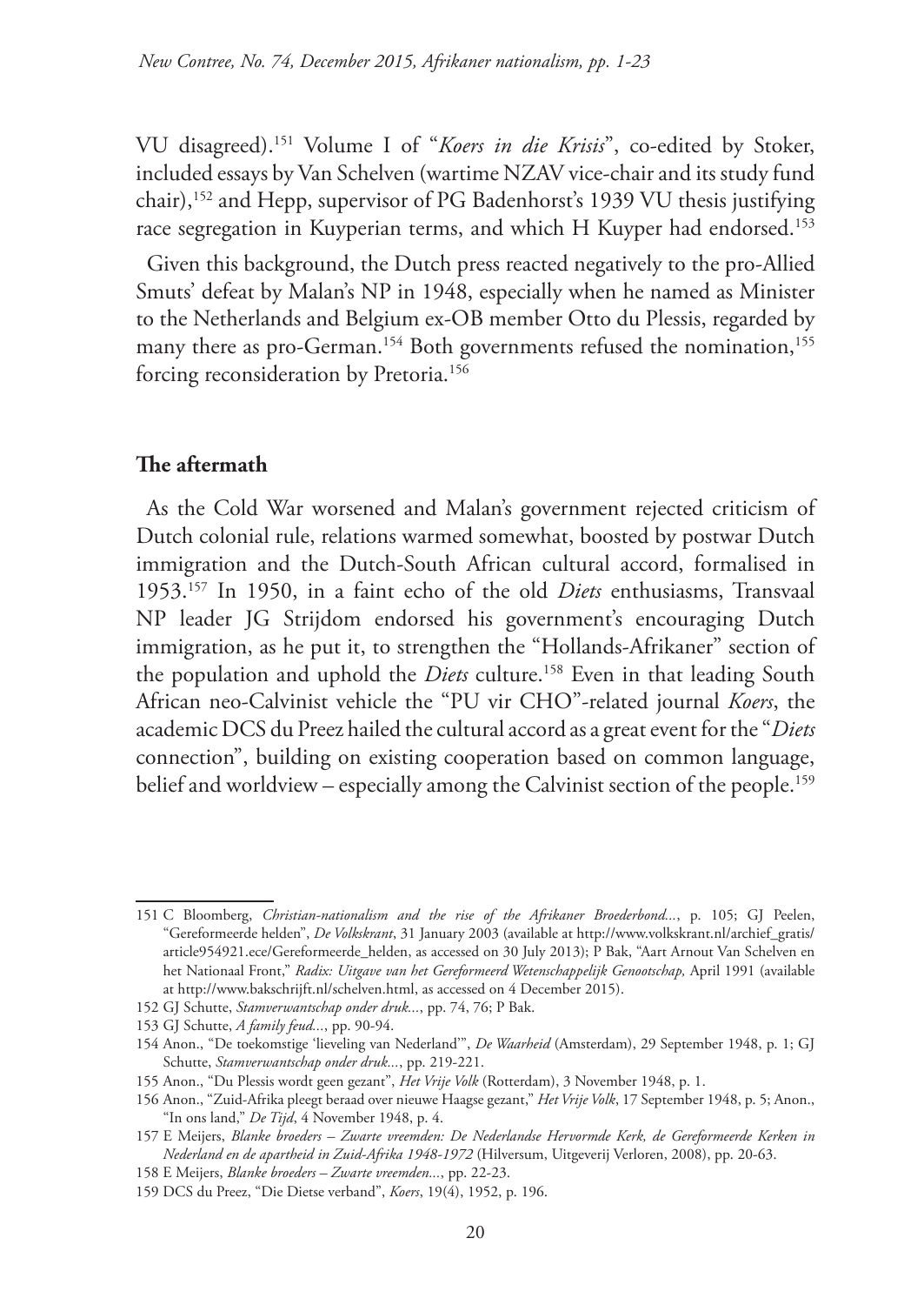VU disagreed).[151] Volume I of "*Koers in die Krisis*", co-edited by Stoker, included essays by Van Schelven (wartime NZAV vice-chair and its study fund chair),[152] and Hepp, supervisor of PG Badenhorst's 1939 VU thesis justifying race segregation in Kuyperian terms, and which H Kuyper had endorsed.[153]

Given this background, the Dutch press reacted negatively to the pro-Allied Smuts' defeat by Malan's NP in 1948, especially when he named as Minister to the Netherlands and Belgium ex-OB member Otto du Plessis, regarded by many there as pro-German.[154] Both governments refused the nomination,[155] forcing reconsideration by Pretoria.[156]

## The aftermath

As the Cold War worsened and Malan's government rejected criticism of Dutch colonial rule, relations warmed somewhat, boosted by postwar Dutch immigration and the Dutch-South African cultural accord, formalised in 1953.[157] In 1950, in a faint echo of the old *Diets* enthusiasms, Transvaal NP leader JG Strijdom endorsed his government's encouraging Dutch immigration, as he put it, to strengthen the "Hollands-Afrikaner" section of the population and uphold the *Diets* culture.[158] Even in that leading South African neo-Calvinist vehicle the "PU vir CHO"-related journal *Koers*, the academic DCS du Preez hailed the cultural accord as a great event for the "*Diets* connection", building on existing cooperation based on common language, belief and worldview – especially among the Calvinist section of the people.[159]

---

151 C Bloomberg, *Christian-nationalism and the rise of the Afrikaner Broederbond...*, p. 105; GJ Peelen, "Gereformeerde helden", *De Volkskrant*, 31 January 2003 (available at http://www.volkskrant.nl/archief_gratis/article954921.ece/Gereformeerde_helden, as accessed on 30 July 2013); P Bak, "Aart Arnout Van Schelven en het Nationaal Front," *Radix: Uitgave van het Gereformeerd Wetenschappelijk Genootschap*, April 1991 (available at http://www.bakschrijft.nl/schelven.html, as accessed on 4 December 2015).

152 GJ Schutte, *Stamverwantschap onder druk...*, pp. 74, 76; P Bak.

153 GJ Schutte, *A family feud...*, pp. 90-94.

154 Anon., "De toekomstige 'lieveling van Nederland'", *De Waarheid* (Amsterdam), 29 September 1948, p. 1; GJ Schutte, *Stamverwantschap onder druk...*, pp. 219-221.

155 Anon., "Du Plessis wordt geen gezant", *Het Vrije Volk* (Rotterdam), 3 November 1948, p. 1.

156 Anon., "Zuid-Afrika pleegt beraad over nieuwe Haagse gezant," *Het Vrije Volk*, 17 September 1948, p. 5; Anon., "In ons land," *De Tijd*, 4 November 1948, p. 4.

157 E Meijers, *Blanke broeders – Zwarte vreemden: De Nederlandse Hervormde Kerk, de Gereformeerde Kerken in Nederland en de apartheid in Zuid-Afrika 1948-1972* (Hilversum, Uitgeverij Verloren, 2008), pp. 20-63.

158 E Meijers, *Blanke broeders – Zwarte vreemden...*, pp. 22-23.

159 DCS du Preez, "Die Dietse verband", *Koers*, 19(4), 1952, p. 196.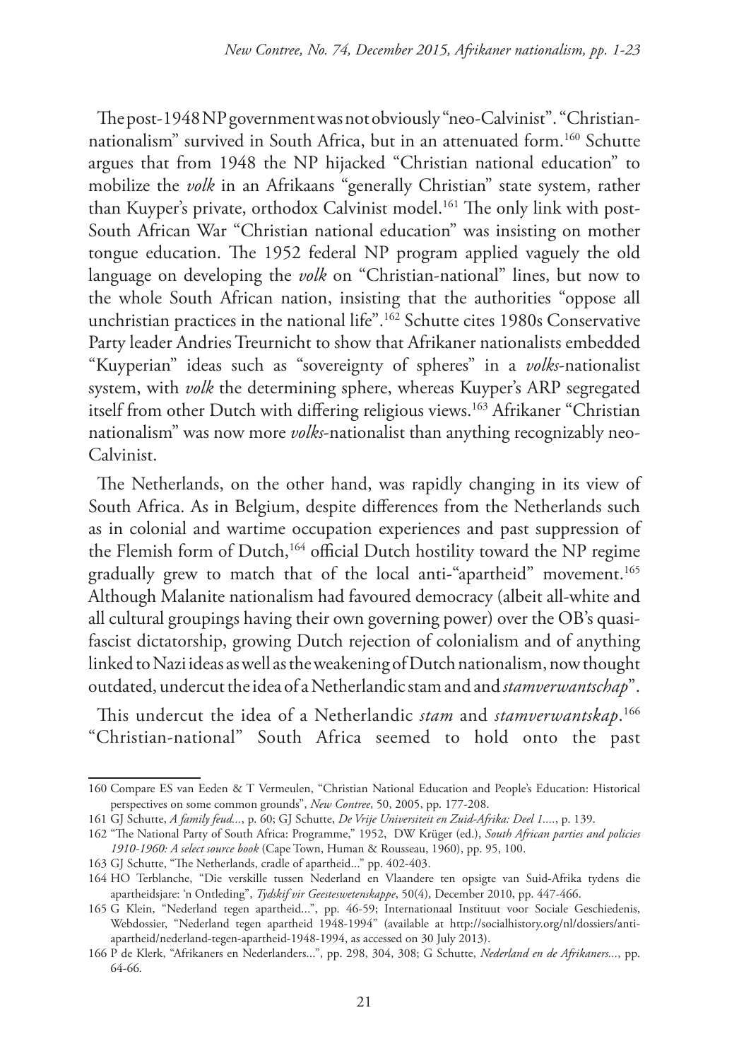The post-1948 NP government was not obviously "neo-Calvinist". "Christian-nationalism" survived in South Africa, but in an attenuated form.[160] Schutte argues that from 1948 the NP hijacked "Christian national education" to mobilize the *volk* in an Afrikaans "generally Christian" state system, rather than Kuyper's private, orthodox Calvinist model.[161] The only link with post-South African War "Christian national education" was insisting on mother tongue education. The 1952 federal NP program applied vaguely the old language on developing the *volk* on "Christian-national" lines, but now to the whole South African nation, insisting that the authorities "oppose all unchristian practices in the national life".[162] Schutte cites 1980s Conservative Party leader Andries Treurnicht to show that Afrikaner nationalists embedded "Kuyperian" ideas such as "sovereignty of spheres" in a *volks*-nationalist system, with *volk* the determining sphere, whereas Kuyper's ARP segregated itself from other Dutch with differing religious views.[163] Afrikaner "Christian nationalism" was now more *volks*-nationalist than anything recognizably neo-Calvinist.

The Netherlands, on the other hand, was rapidly changing in its view of South Africa. As in Belgium, despite differences from the Netherlands such as in colonial and wartime occupation experiences and past suppression of the Flemish form of Dutch,[164] official Dutch hostility toward the NP regime gradually grew to match that of the local anti-"apartheid" movement.[165] Although Malanite nationalism had favoured democracy (albeit all-white and all cultural groupings having their own governing power) over the OB's quasi-fascist dictatorship, growing Dutch rejection of colonialism and of anything linked to Nazi ideas as well as the weakening of Dutch nationalism, now thought outdated, undercut the idea of a Netherlandic stam and and *stamverwantschap*".

This undercut the idea of a Netherlandic *stam* and *stamverwantskap*.[166] "Christian-national" South Africa seemed to hold onto the past

---

160 Compare ES van Eeden & T Vermeulen, "Christian National Education and People's Education: Historical perspectives on some common grounds", *New Contree*, 50, 2005, pp. 177-208.

161 GJ Schutte, *A family feud...*, p. 60; GJ Schutte, *De Vrije Universiteit en Zuid-Afrika: Deel 1....*, p. 139.

162 "The National Party of South Africa: Programme," 1952, DW Krüger (ed.), *South African parties and policies 1910-1960: A select source book* (Cape Town, Human & Rousseau, 1960), pp. 95, 100.

163 GJ Schutte, "The Netherlands, cradle of apartheid..." pp. 402-403.

164 HO Terblanche, "Die verskille tussen Nederland en Vlaandere ten opsigte van Suid-Afrika tydens die apartheidsjare: 'n Ontleding", *Tydskif vir Geesteswetenskappe*, 50(4), December 2010, pp. 447-466.

165 G Klein, "Nederland tegen apartheid...", pp. 46-59; Internationaal Instituut voor Sociale Geschiedenis, Webdossier, "Nederland tegen apartheid 1948-1994" (available at http://socialhistory.org/nl/dossiers/anti-apartheid/nederland-tegen-apartheid-1948-1994, as accessed on 30 July 2013).

166 P de Klerk, "Afrikaners en Nederlanders...", pp. 298, 304, 308; G Schutte, *Nederland en de Afrikaners...*, pp. 64-66.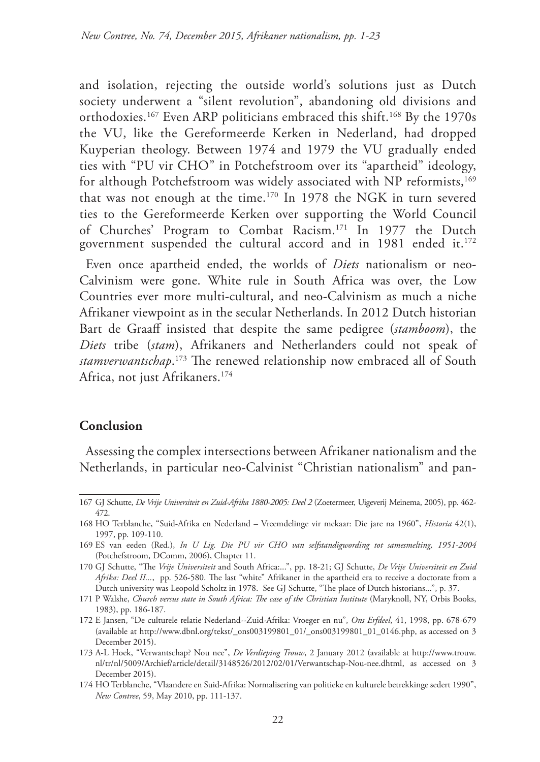and isolation, rejecting the outside world's solutions just as Dutch society underwent a "silent revolution", abandoning old divisions and orthodoxies.[167] Even ARP politicians embraced this shift.[168] By the 1970s the VU, like the Gereformeerde Kerken in Nederland, had dropped Kuyperian theology. Between 1974 and 1979 the VU gradually ended ties with "PU vir CHO" in Potchefstroom over its "apartheid" ideology, for although Potchefstroom was widely associated with NP reformists,[169] that was not enough at the time.[170] In 1978 the NGK in turn severed ties to the Gereformeerde Kerken over supporting the World Council of Churches' Program to Combat Racism.[171] In 1977 the Dutch government suspended the cultural accord and in 1981 ended it.[172]

Even once apartheid ended, the worlds of *Diets* nationalism or neo-Calvinism were gone. White rule in South Africa was over, the Low Countries ever more multi-cultural, and neo-Calvinism as much a niche Afrikaner viewpoint as in the secular Netherlands. In 2012 Dutch historian Bart de Graaff insisted that despite the same pedigree (*stamboom*), the *Diets* tribe (*stam*), Afrikaners and Netherlanders could not speak of *stamverwantschap*.[173] The renewed relationship now embraced all of South Africa, not just Afrikaners.[174]

## Conclusion

Assessing the complex intersections between Afrikaner nationalism and the Netherlands, in particular neo-Calvinist "Christian nationalism" and pan-

---

167 GJ Schutte, *De Vrije Universiteit en Zuid-Afrika 1880-2005: Deel 2* (Zoetermeer, Uigeverij Meinema, 2005), pp. 462-472.

168 HO Terblanche, "Suid-Afrika en Nederland – Vreemdelinge vir mekaar: Die jare na 1960", *Historia* 42(1), 1997, pp. 109-110.

169 ES van eeden (Red.), *In U Lig. Die PU vir CHO van selfstandigwording tot samesmelting, 1951-2004* (Potchefstroom, DComm, 2006), Chapter 11.

170 GJ Schutte, "The *Vrije Universiteit* and South Africa:...", pp. 18-21; GJ Schutte, *De Vrije Universiteit en Zuid Afrika: Deel II...*, pp. 526-580. The last "white" Afrikaner in the apartheid era to receive a doctorate from a Dutch university was Leopold Scholtz in 1978. See GJ Schutte, "The place of Dutch historians...", p. 37.

171 P Walshe, *Church versus state in South Africa: The case of the Christian Institute* (Maryknoll, NY, Orbis Books, 1983), pp. 186-187.

172 E Jansen, "De culturele relatie Nederland--Zuid-Afrika: Vroeger en nu", *Ons Erfdeel*, 41, 1998, pp. 678-679 (available at http://www.dbnl.org/tekst/_ons003199801_01/_ons003199801_01_0146.php, as accessed on 3 December 2015).

173 A-L Hoek, "Verwantschap? Nou nee", *De Verdieping Trouw*, 2 January 2012 (available at http://www.trouw.nl/tr/nl/5009/Archief/article/detail/3148526/2012/02/01/Verwantschap-Nou-nee.dhtml, as accessed on 3 December 2015).

174 HO Terblanche, "Vlaandere en Suid-Afrika: Normalisering van politieke en kulturele betrekkinge sedert 1990", *New Contree*, 59, May 2010, pp. 111-137.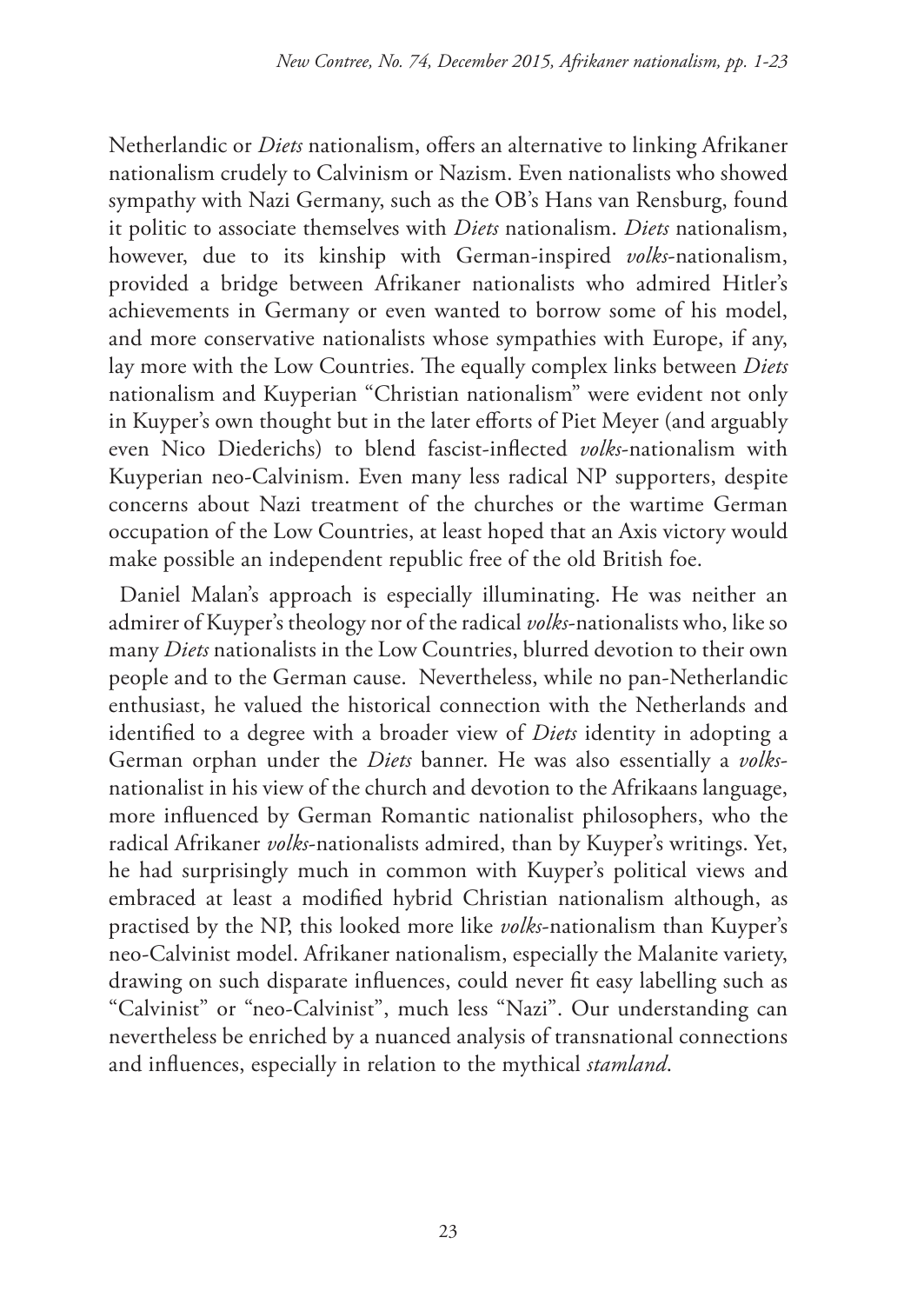Netherlandic or *Diets* nationalism, offers an alternative to linking Afrikaner nationalism crudely to Calvinism or Nazism. Even nationalists who showed sympathy with Nazi Germany, such as the OB's Hans van Rensburg, found it politic to associate themselves with *Diets* nationalism. *Diets* nationalism, however, due to its kinship with German-inspired *volks*-nationalism, provided a bridge between Afrikaner nationalists who admired Hitler's achievements in Germany or even wanted to borrow some of his model, and more conservative nationalists whose sympathies with Europe, if any, lay more with the Low Countries. The equally complex links between *Diets* nationalism and Kuyperian "Christian nationalism" were evident not only in Kuyper's own thought but in the later efforts of Piet Meyer (and arguably even Nico Diederichs) to blend fascist-inflected *volks*-nationalism with Kuyperian neo-Calvinism. Even many less radical NP supporters, despite concerns about Nazi treatment of the churches or the wartime German occupation of the Low Countries, at least hoped that an Axis victory would make possible an independent republic free of the old British foe.

Daniel Malan's approach is especially illuminating. He was neither an admirer of Kuyper's theology nor of the radical *volks*-nationalists who, like so many *Diets* nationalists in the Low Countries, blurred devotion to their own people and to the German cause. Nevertheless, while no pan-Netherlandic enthusiast, he valued the historical connection with the Netherlands and identified to a degree with a broader view of *Diets* identity in adopting a German orphan under the *Diets* banner. He was also essentially a *volks*-nationalist in his view of the church and devotion to the Afrikaans language, more influenced by German Romantic nationalist philosophers, who the radical Afrikaner *volks*-nationalists admired, than by Kuyper's writings. Yet, he had surprisingly much in common with Kuyper's political views and embraced at least a modified hybrid Christian nationalism although, as practised by the NP, this looked more like *volks*-nationalism than Kuyper's neo-Calvinist model. Afrikaner nationalism, especially the Malanite variety, drawing on such disparate influences, could never fit easy labelling such as "Calvinist" or "neo-Calvinist", much less "Nazi". Our understanding can nevertheless be enriched by a nuanced analysis of transnational connections and influences, especially in relation to the mythical *stamland*.